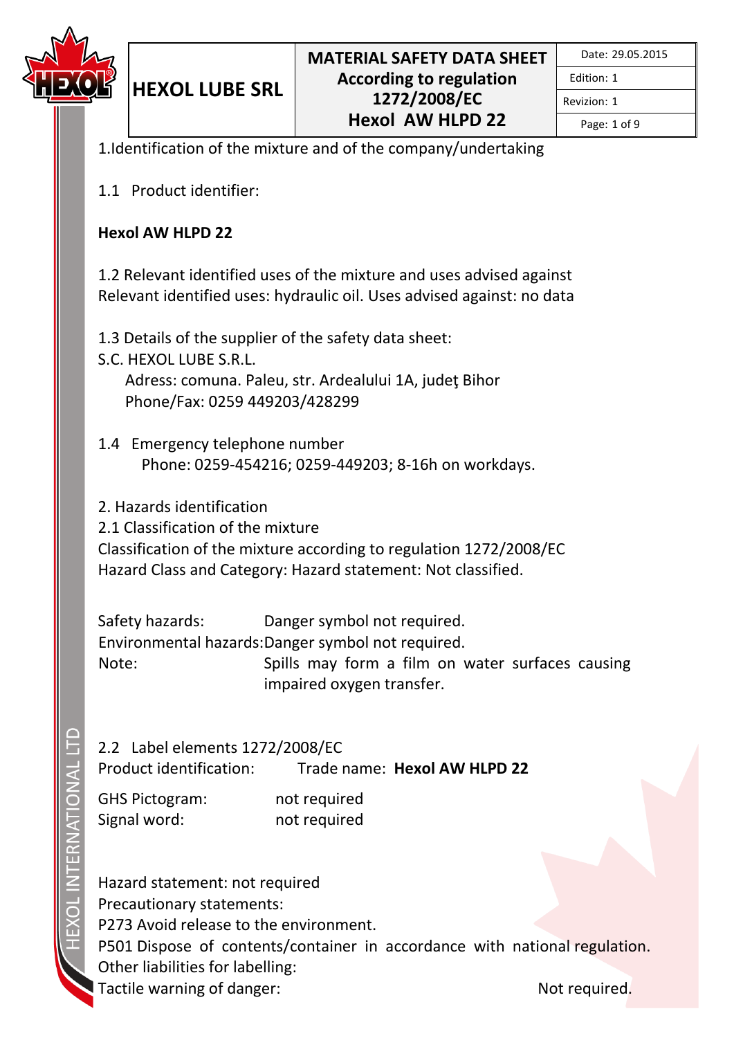| HEXOL LUBE SRL | MATERIAL SAFETY DATA SHEET According to regulation 1272/2008/EC Hexol AW HLPD 22 | Date: 29.05.2015 |
| --- | --- | --- |
| | | Edition: 1 |
| | | Revizion: 1 |

1.Identification of the mixture and of the company/undertaking

1.1 Product identifier:

**Hexol AW HLPD 22**

1.2 Relevant identified uses of the mixture and uses advised against
Relevant identified uses: hydraulic oil. Uses advised against: no data

1.3 Details of the supplier of the safety data sheet:
S.C. HEXOL LUBE S.R.L.
Adress: comuna. Paleu, str. Ardealului 1A, judeţ Bihor
Phone/Fax: 0259 449203/428299

1.4 Emergency telephone number
Phone: 0259-454216; 0259-449203; 8-16h on workdays.

2. Hazards identification
2.1 Classification of the mixture
Classification of the mixture according to regulation 1272/2008/EC
Hazard Class and Category: Hazard statement: Not classified.

Safety hazards: Danger symbol not required.
Environmental hazards: Danger symbol not required.
Note: Spills may form a film on water surfaces causing impaired oxygen transfer.

2.2 Label elements 1272/2008/EC
Product identification: Trade name: **Hexol AW HLPD 22**

GHS Pictogram: not required
Signal word: not required

Hazard statement: not required
Precautionary statements:
P273 Avoid release to the environment.
P501 Dispose of contents/container in accordance with national regulation.
Other liabilities for labelling:
Tactile warning of danger: Not required.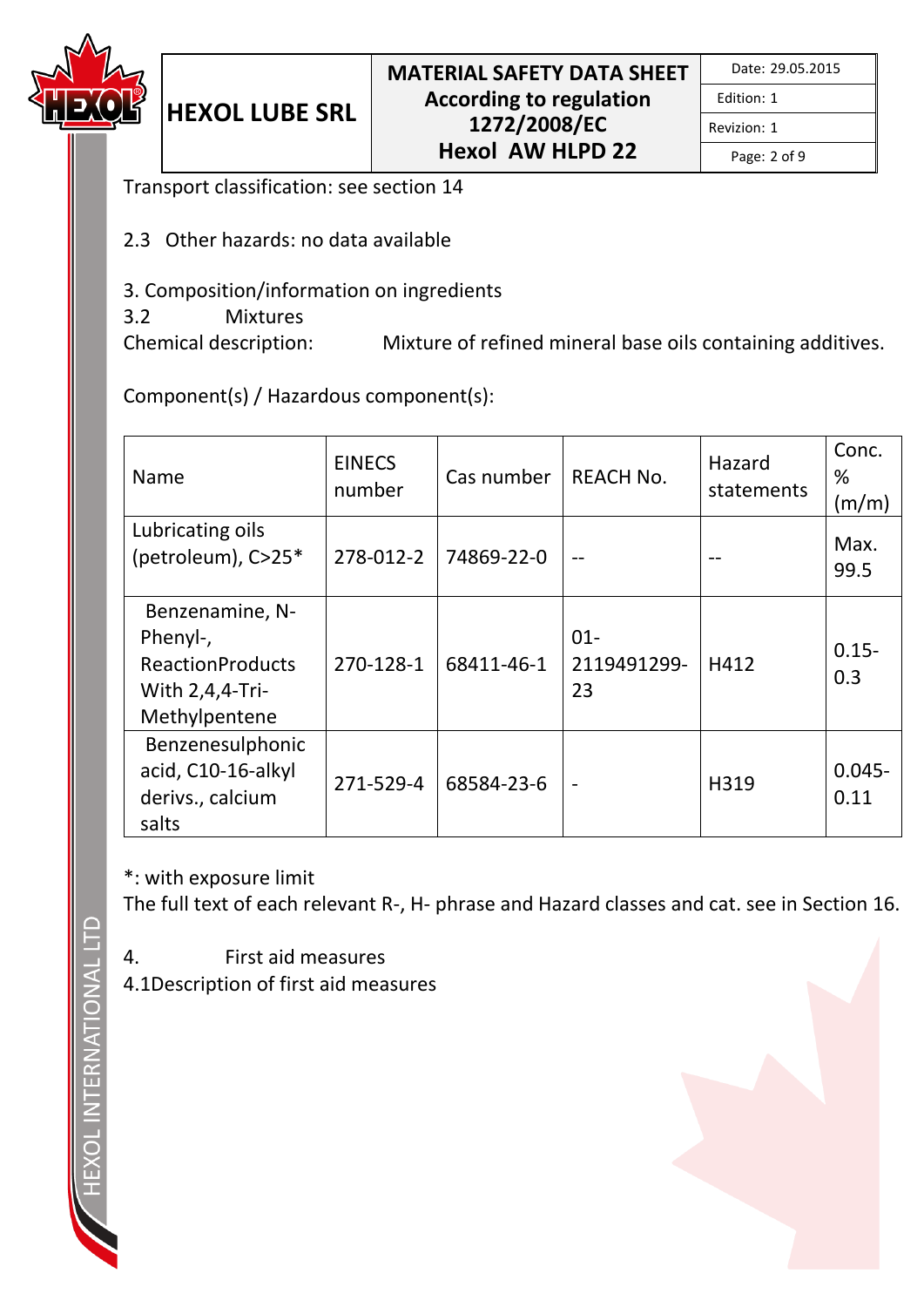Transport classification: see section 14

2.3 Other hazards: no data available

## 3. Composition/information on ingredients

### 3.2 Mixtures

Chemical description: Mixture of refined mineral base oils containing additives.

Component(s) / Hazardous component(s):

| Name | EINECS number | Cas number | REACH No. | Hazard statements | Conc. % (m/m) |
|---|---|---|---|---|---|
| Lubricating oils (petroleum), C>25* | 278-012-2 | 74869-22-0 | -- | -- | Max. 99.5 |
| Benzenamine, N-Phenyl-, ReactionProducts With 2,4,4-Tri-Methylpentene | 270-128-1 | 68411-46-1 | 01-2119491299-23 | H412 | 0.15-0.3 |
| Benzenesulphonic acid, C10-16-alkyl derivs., calcium salts | 271-529-4 | 68584-23-6 | - | H319 | 0.045-0.11 |

*: with exposure limit

The full text of each relevant R-, H- phrase and Hazard classes and cat. see in Section 16.

## 4. First aid measures

4.1Description of first aid measures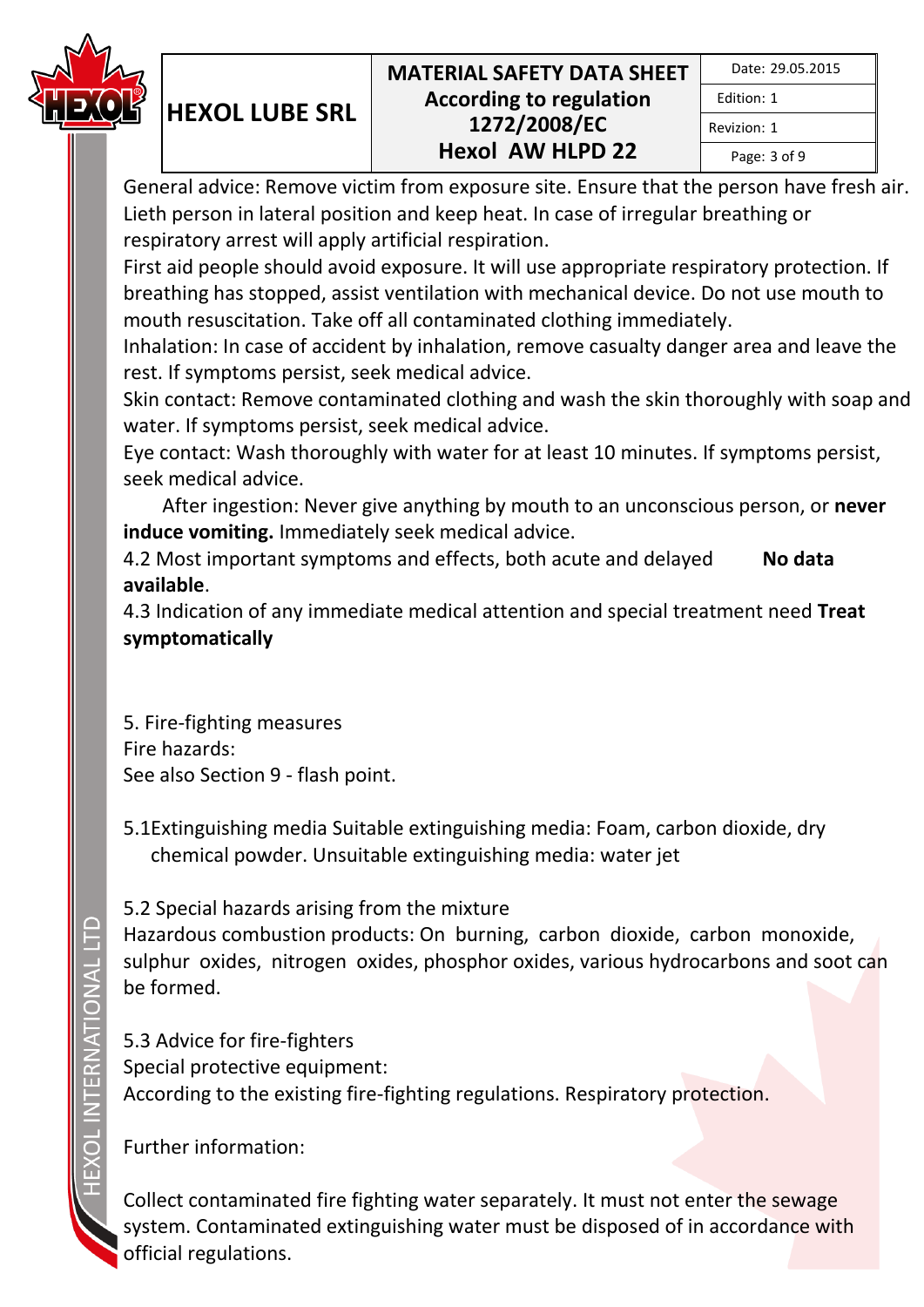General advice: Remove victim from exposure site. Ensure that the person have fresh air. Lieth person in lateral position and keep heat. In case of irregular breathing or respiratory arrest will apply artificial respiration.

First aid people should avoid exposure. It will use appropriate respiratory protection. If breathing has stopped, assist ventilation with mechanical device. Do not use mouth to mouth resuscitation. Take off all contaminated clothing immediately.

Inhalation: In case of accident by inhalation, remove casualty danger area and leave the rest. If symptoms persist, seek medical advice.

Skin contact: Remove contaminated clothing and wash the skin thoroughly with soap and water. If symptoms persist, seek medical advice.

Eye contact: Wash thoroughly with water for at least 10 minutes. If symptoms persist, seek medical advice.

After ingestion: Never give anything by mouth to an unconscious person, or **never induce vomiting.** Immediately seek medical advice.

4.2 Most important symptoms and effects, both acute and delayed **No data available**.

4.3 Indication of any immediate medical attention and special treatment need **Treat symptomatically**

5. Fire-fighting measures

Fire hazards:

See also Section 9 - flash point.

5.1Extinguishing media Suitable extinguishing media: Foam, carbon dioxide, dry chemical powder. Unsuitable extinguishing media: water jet

5.2 Special hazards arising from the mixture

Hazardous combustion products: On burning, carbon dioxide, carbon monoxide, sulphur oxides, nitrogen oxides, phosphor oxides, various hydrocarbons and soot can be formed.

5.3 Advice for fire-fighters

Special protective equipment:

According to the existing fire-fighting regulations. Respiratory protection.

Further information:

Collect contaminated fire fighting water separately. It must not enter the sewage system. Contaminated extinguishing water must be disposed of in accordance with official regulations.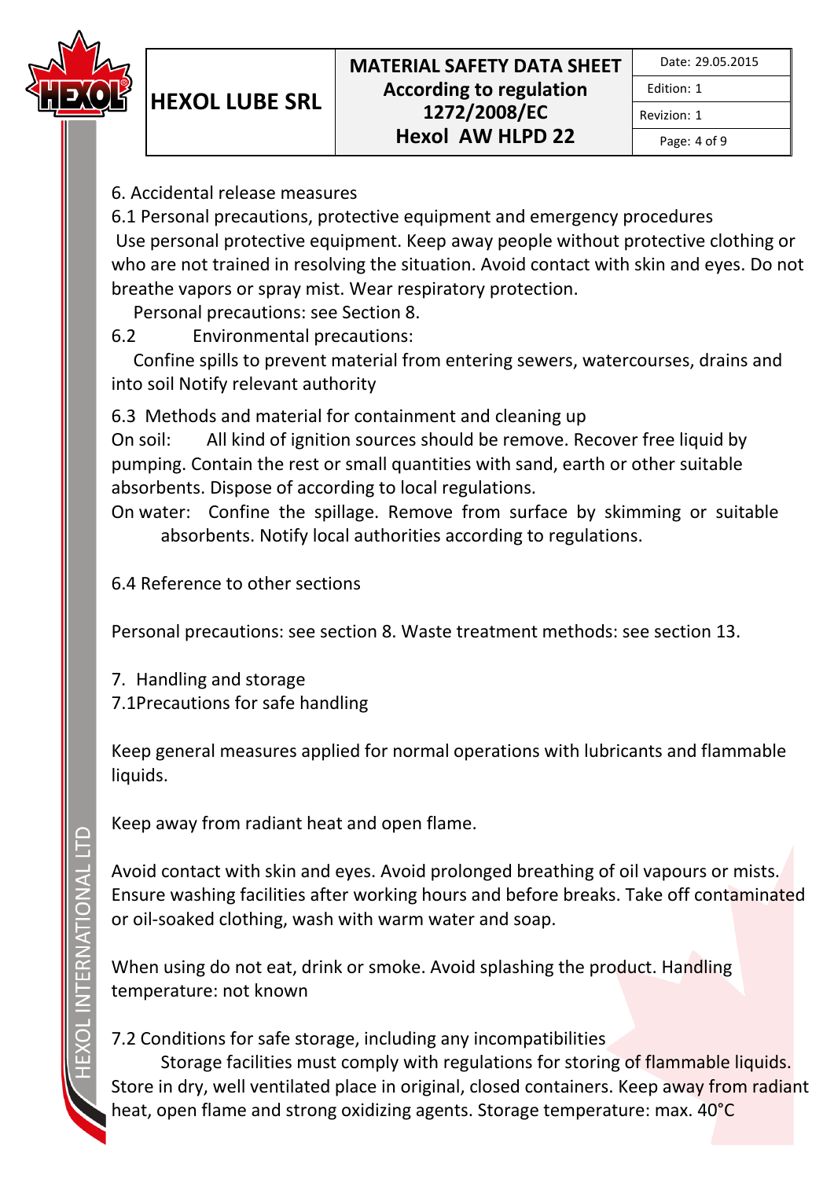## 6. Accidental release measures

### 6.1 Personal precautions, protective equipment and emergency procedures

Use personal protective equipment. Keep away people without protective clothing or who are not trained in resolving the situation. Avoid contact with skin and eyes. Do not breathe vapors or spray mist. Wear respiratory protection.

Personal precautions: see Section 8.

### 6.2 Environmental precautions:

Confine spills to prevent material from entering sewers, watercourses, drains and into soil Notify relevant authority

### 6.3 Methods and material for containment and cleaning up

On soil: All kind of ignition sources should be remove. Recover free liquid by pumping. Contain the rest or small quantities with sand, earth or other suitable absorbents. Dispose of according to local regulations.

On water: Confine the spillage. Remove from surface by skimming or suitable absorbents. Notify local authorities according to regulations.

### 6.4 Reference to other sections

Personal precautions: see section 8. Waste treatment methods: see section 13.

## 7. Handling and storage

### 7.1Precautions for safe handling

Keep general measures applied for normal operations with lubricants and flammable liquids.

Keep away from radiant heat and open flame.

Avoid contact with skin and eyes. Avoid prolonged breathing of oil vapours or mists. Ensure washing facilities after working hours and before breaks. Take off contaminated or oil-soaked clothing, wash with warm water and soap.

When using do not eat, drink or smoke. Avoid splashing the product. Handling temperature: not known

### 7.2 Conditions for safe storage, including any incompatibilities

Storage facilities must comply with regulations for storing of flammable liquids. Store in dry, well ventilated place in original, closed containers. Keep away from radiant heat, open flame and strong oxidizing agents. Storage temperature: max. 40°C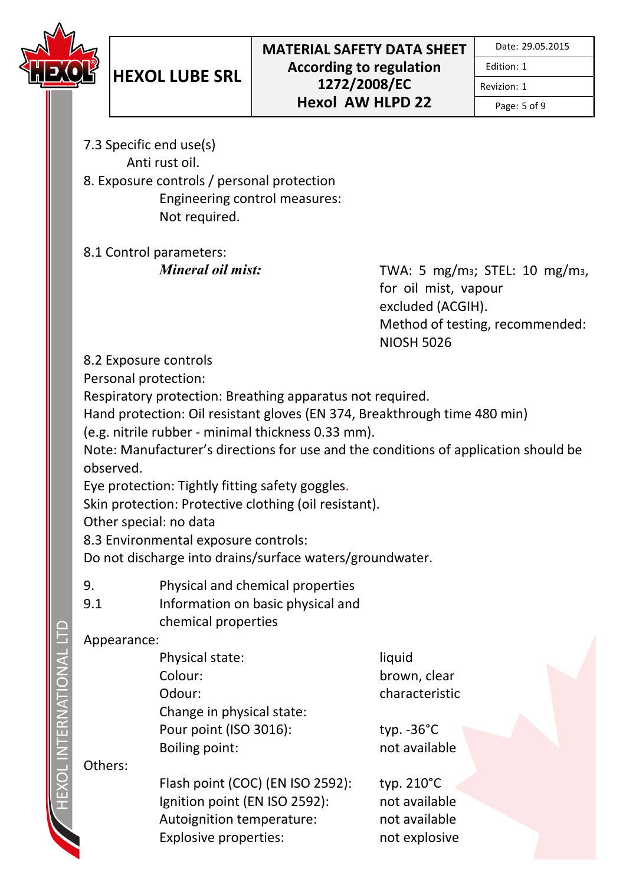7.3 Specific end use(s)

Anti rust oil.

8. Exposure controls / personal protection

Engineering control measures:

Not required.

8.1 Control parameters:

| | |
|---|---|
| ***Mineral oil mist:*** | TWA: 5 mg/m3; STEL: 10 mg/m3, for oil mist, vapour excluded (ACGIH). Method of testing, recommended: NIOSH 5026 |

8.2 Exposure controls

Personal protection:

Respiratory protection: Breathing apparatus not required.

Hand protection: Oil resistant gloves (EN 374, Breakthrough time 480 min) (e.g. nitrile rubber - minimal thickness 0.33 mm).

Note: Manufacturer's directions for use and the conditions of application should be observed.

Eye protection: Tightly fitting safety goggles.

Skin protection: Protective clothing (oil resistant).

Other special: no data

8.3 Environmental exposure controls:

Do not discharge into drains/surface waters/groundwater.

9. Physical and chemical properties

9.1 Information on basic physical and chemical properties

Appearance:

| | |
|---|---|
| Physical state: | liquid |
| Colour: | brown, clear |
| Odour: | characteristic |
| Change in physical state: | |
| Pour point (ISO 3016): | typ. -36°C |
| Boiling point: | not available |

Others:

| | |
|---|---|
| Flash point (COC) (EN ISO 2592): | typ. 210°C |
| Ignition point (EN ISO 2592): | not available |
| Autoignition temperature: | not available |
| Explosive properties: | not explosive |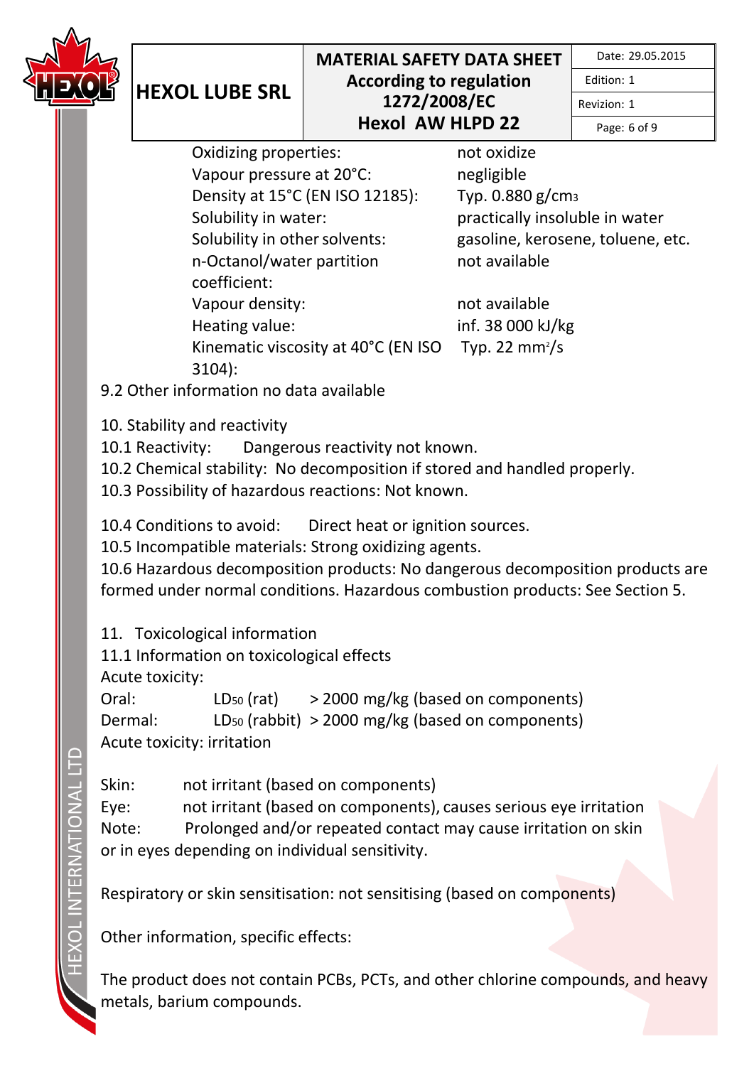| | |
|---|---|
| Oxidizing properties: | not oxidize |
| Vapour pressure at 20°C: | negligible |
| Density at 15°C (EN ISO 12185): | Typ. 0.880 g/cm$^3$ |
| Solubility in water: | practically insoluble in water |
| Solubility in other solvents: | gasoline, kerosene, toluene, etc. |
| n-Octanol/water partition coefficient: | not available |
| Vapour density: | not available |
| Heating value: | inf. 38 000 kJ/kg |
| Kinematic viscosity at 40°C (EN ISO 3104): | Typ. 22 mm$^2$/s |

9.2 Other information no data available

## 10. Stability and reactivity

10.1 Reactivity: Dangerous reactivity not known.

10.2 Chemical stability: No decomposition if stored and handled properly.

10.3 Possibility of hazardous reactions: Not known.

10.4 Conditions to avoid: Direct heat or ignition sources.

10.5 Incompatible materials: Strong oxidizing agents.

10.6 Hazardous decomposition products: No dangerous decomposition products are formed under normal conditions. Hazardous combustion products: See Section 5.

## 11. Toxicological information

11.1 Information on toxicological effects

Acute toxicity:

| | | |
|---|---|---|
| Oral: | $LD_{50}$ (rat) | > 2000 mg/kg (based on components) |
| Dermal: | $LD_{50}$ (rabbit) | > 2000 mg/kg (based on components) |

Acute toxicity: irritation

Skin: not irritant (based on components)

Eye: not irritant (based on components), causes serious eye irritation

Note: Prolonged and/or repeated contact may cause irritation on skin or in eyes depending on individual sensitivity.

Respiratory or skin sensitisation: not sensitising (based on components)

Other information, specific effects:

The product does not contain PCBs, PCTs, and other chlorine compounds, and heavy metals, barium compounds.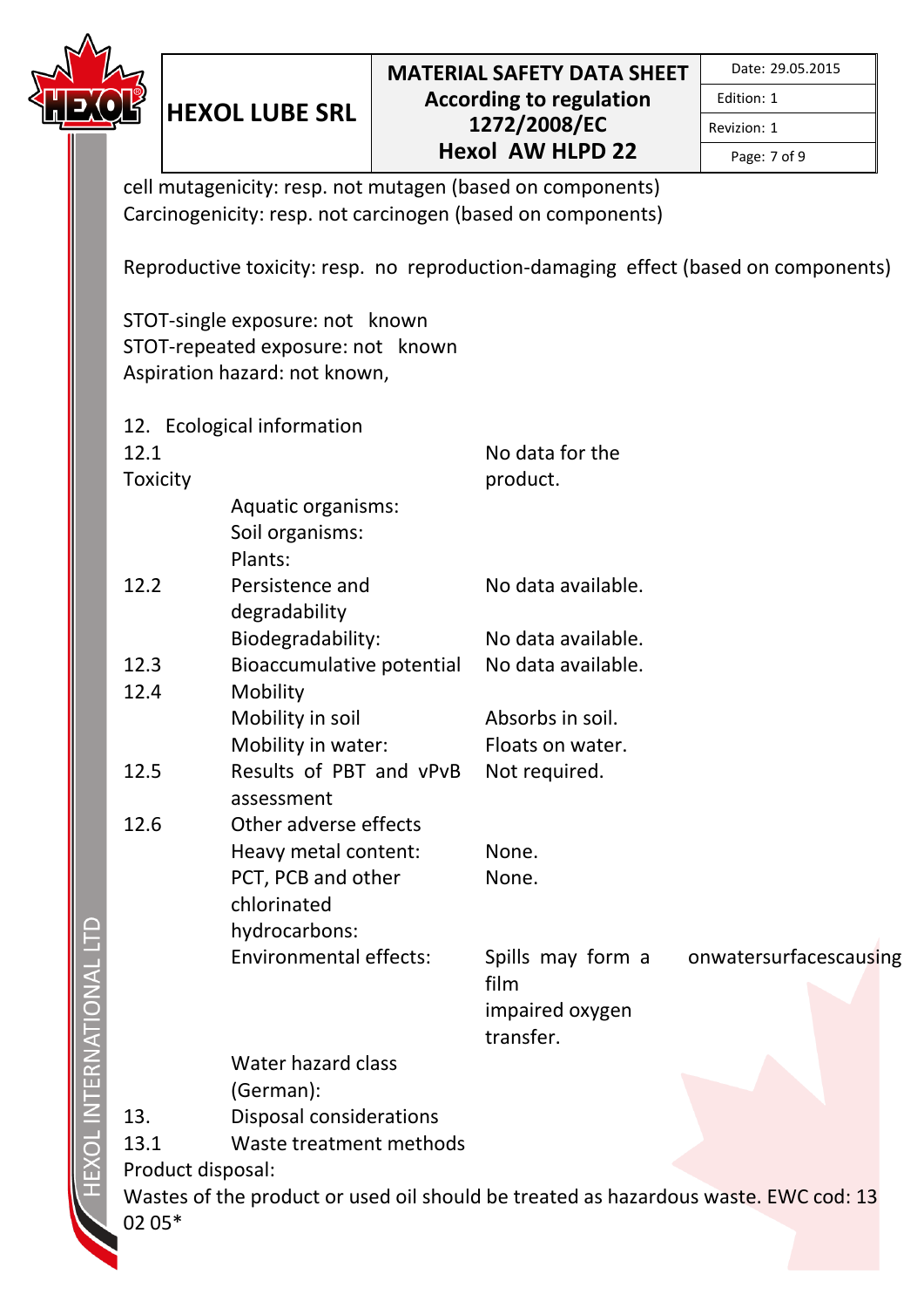cell mutagenicity: resp. not mutagen (based on components)
Carcinogenicity: resp. not carcinogen (based on components)

Reproductive toxicity: resp. no reproduction-damaging effect (based on components)

STOT-single exposure: not known
STOT-repeated exposure: not known
Aspiration hazard: not known,

## 12. Ecological information

| | | |
|---|---|---|
| 12.1 Toxicity | | No data for the product. |
| | Aquatic organisms: | |
| | Soil organisms: | |
| | Plants: | |
| 12.2 | Persistence and degradability | No data available. |
| | Biodegradability: | No data available. |
| 12.3 | Bioaccumulative potential | No data available. |
| 12.4 | Mobility | |
| | Mobility in soil | Absorbs in soil. |
| | Mobility in water: | Floats on water. |
| 12.5 | Results of PBT and vPvB assessment | Not required. |
| 12.6 | Other adverse effects | |
| | Heavy metal content: | None. |
| | PCT, PCB and other chlorinated hydrocarbons: | None. |
| | Environmental effects: | Spills may form a film onwatersurfacescausing impaired oxygen transfer. |
| | Water hazard class (German): | |

## 13. Disposal considerations

### 13.1 Waste treatment methods

Product disposal:
Wastes of the product or used oil should be treated as hazardous waste. EWC cod: 13 02 05*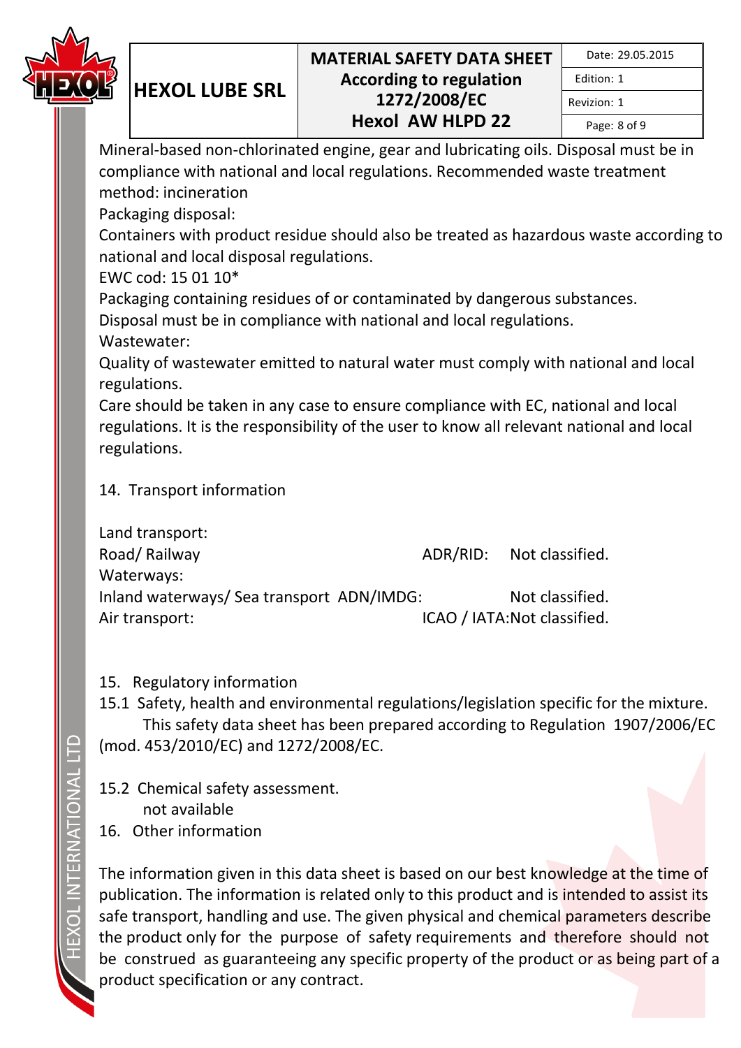Mineral-based non-chlorinated engine, gear and lubricating oils. Disposal must be in compliance with national and local regulations. Recommended waste treatment method: incineration

Packaging disposal:

Containers with product residue should also be treated as hazardous waste according to national and local disposal regulations.

EWC cod: 15 01 10*

Packaging containing residues of or contaminated by dangerous substances.

Disposal must be in compliance with national and local regulations.

Wastewater:

Quality of wastewater emitted to natural water must comply with national and local regulations.

Care should be taken in any case to ensure compliance with EC, national and local regulations. It is the responsibility of the user to know all relevant national and local regulations.

## 14. Transport information

Land transport:

| | | |
|---|---|---|
| Road/ Railway | ADR/RID: | Not classified. |

Waterways:

| | | |
|---|---|---|
| Inland waterways/ Sea transport | ADN/IMDG: | Not classified. |
| Air transport: | ICAO / IATA: | Not classified. |

## 15. Regulatory information

15.1 Safety, health and environmental regulations/legislation specific for the mixture.

This safety data sheet has been prepared according to Regulation 1907/2006/EC (mod. 453/2010/EC) and 1272/2008/EC.

15.2 Chemical safety assessment.

not available

## 16. Other information

The information given in this data sheet is based on our best knowledge at the time of publication. The information is related only to this product and is intended to assist its safe transport, handling and use. The given physical and chemical parameters describe the product only for the purpose of safety requirements and therefore should not be construed as guaranteeing any specific property of the product or as being part of a product specification or any contract.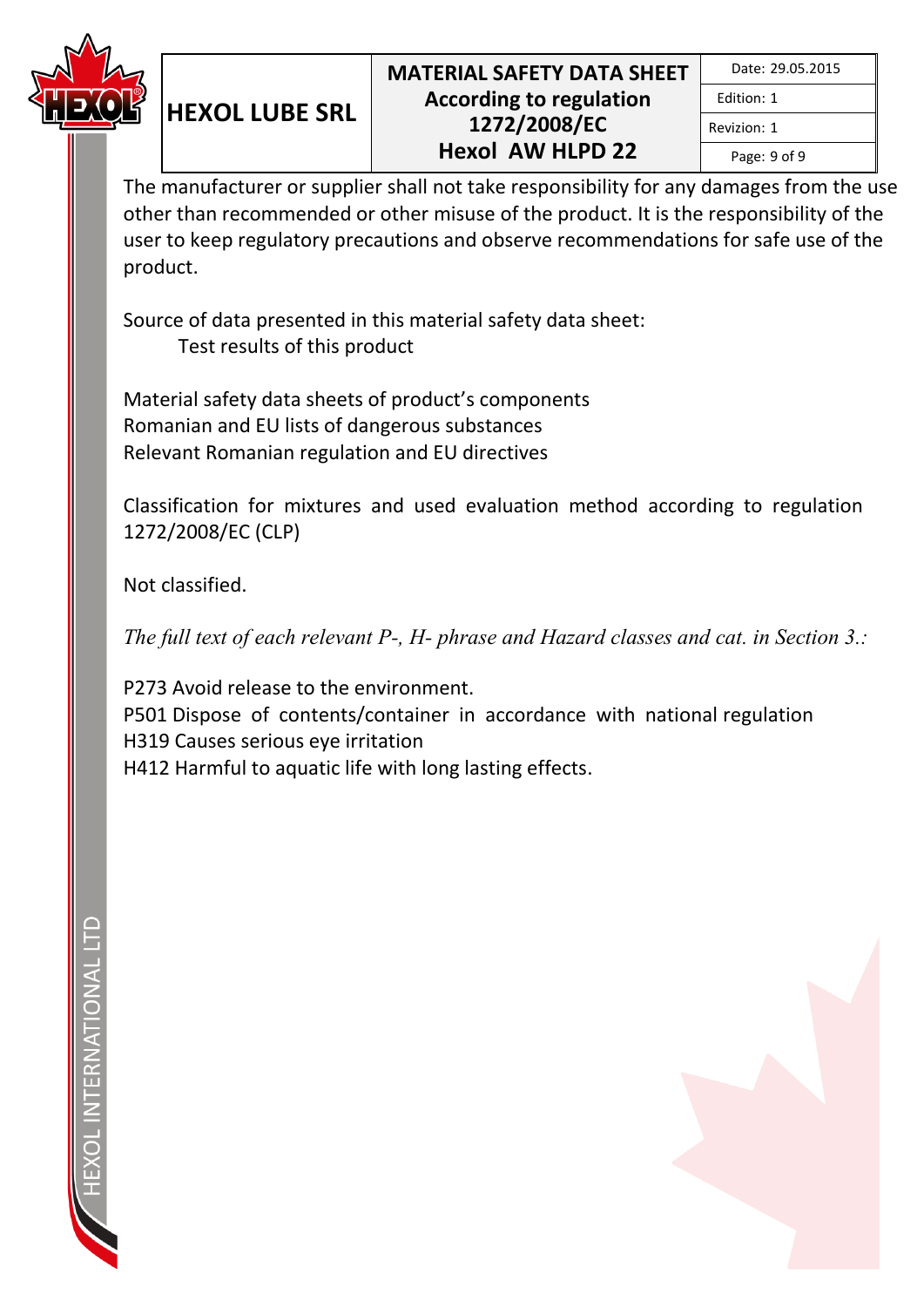The manufacturer or supplier shall not take responsibility for any damages from the use other than recommended or other misuse of the product. It is the responsibility of the user to keep regulatory precautions and observe recommendations for safe use of the product.

Source of data presented in this material safety data sheet:

Test results of this product

Material safety data sheets of product's components
Romanian and EU lists of dangerous substances
Relevant Romanian regulation and EU directives

Classification for mixtures and used evaluation method according to regulation 1272/2008/EC (CLP)

Not classified.

*The full text of each relevant P-, H- phrase and Hazard classes and cat. in Section 3.:*

P273 Avoid release to the environment.
P501 Dispose of contents/container in accordance with national regulation
H319 Causes serious eye irritation
H412 Harmful to aquatic life with long lasting effects.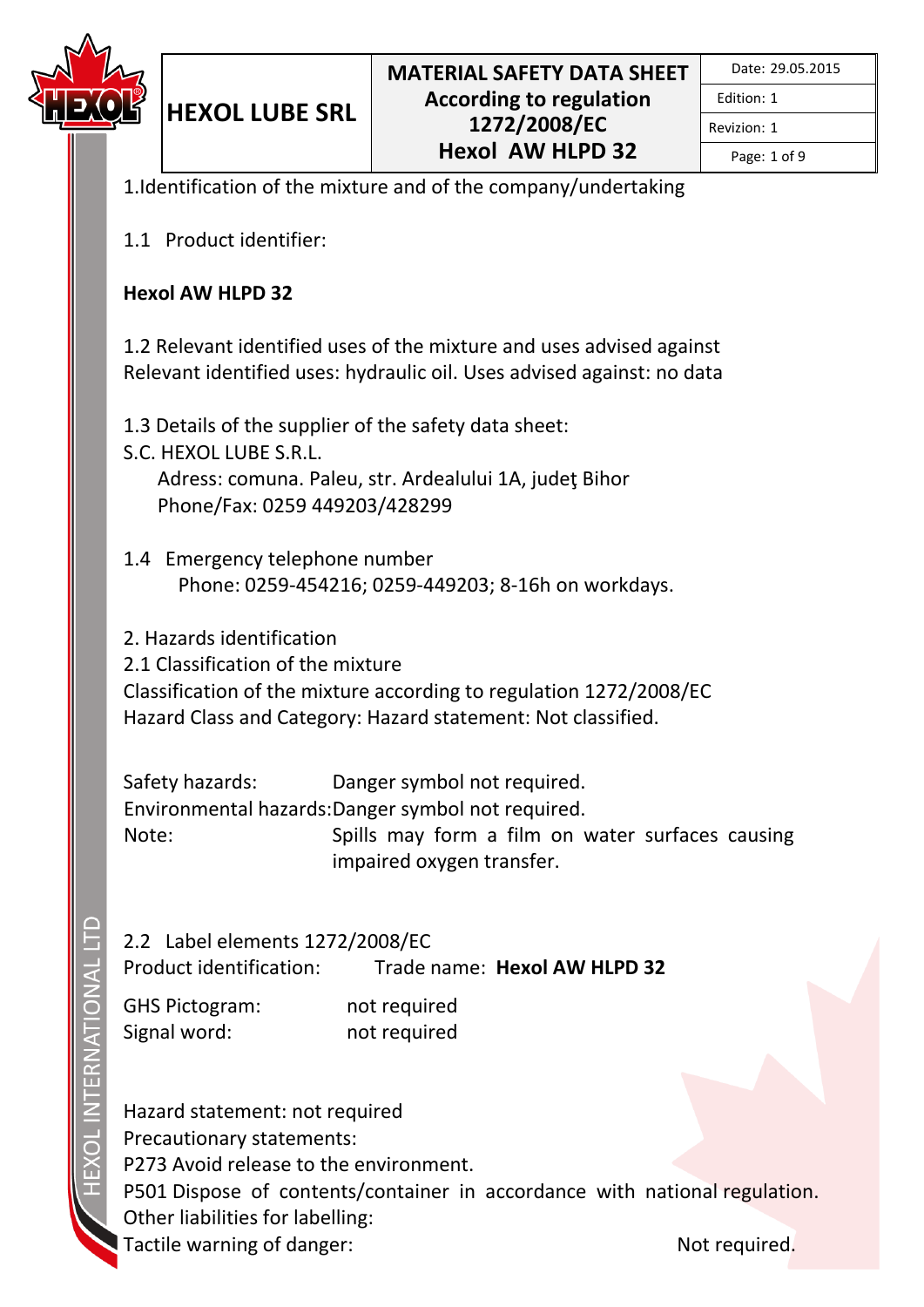1.Identification of the mixture and of the company/undertaking

1.1 Product identifier:

**Hexol AW HLPD 32**

1.2 Relevant identified uses of the mixture and uses advised against
Relevant identified uses: hydraulic oil. Uses advised against: no data

1.3 Details of the supplier of the safety data sheet:
S.C. HEXOL LUBE S.R.L.
Adress: comuna. Paleu, str. Ardealului 1A, judeţ Bihor
Phone/Fax: 0259 449203/428299

1.4 Emergency telephone number
Phone: 0259-454216; 0259-449203; 8-16h on workdays.

2. Hazards identification
2.1 Classification of the mixture
Classification of the mixture according to regulation 1272/2008/EC
Hazard Class and Category: Hazard statement: Not classified.

Safety hazards: Danger symbol not required.
Environmental hazards: Danger symbol not required.
Note: Spills may form a film on water surfaces causing impaired oxygen transfer.

2.2 Label elements 1272/2008/EC
Product identification: Trade name: **Hexol AW HLPD 32**

GHS Pictogram: not required
Signal word: not required

Hazard statement: not required
Precautionary statements:
P273 Avoid release to the environment.
P501 Dispose of contents/container in accordance with national regulation.
Other liabilities for labelling:
Tactile warning of danger: Not required.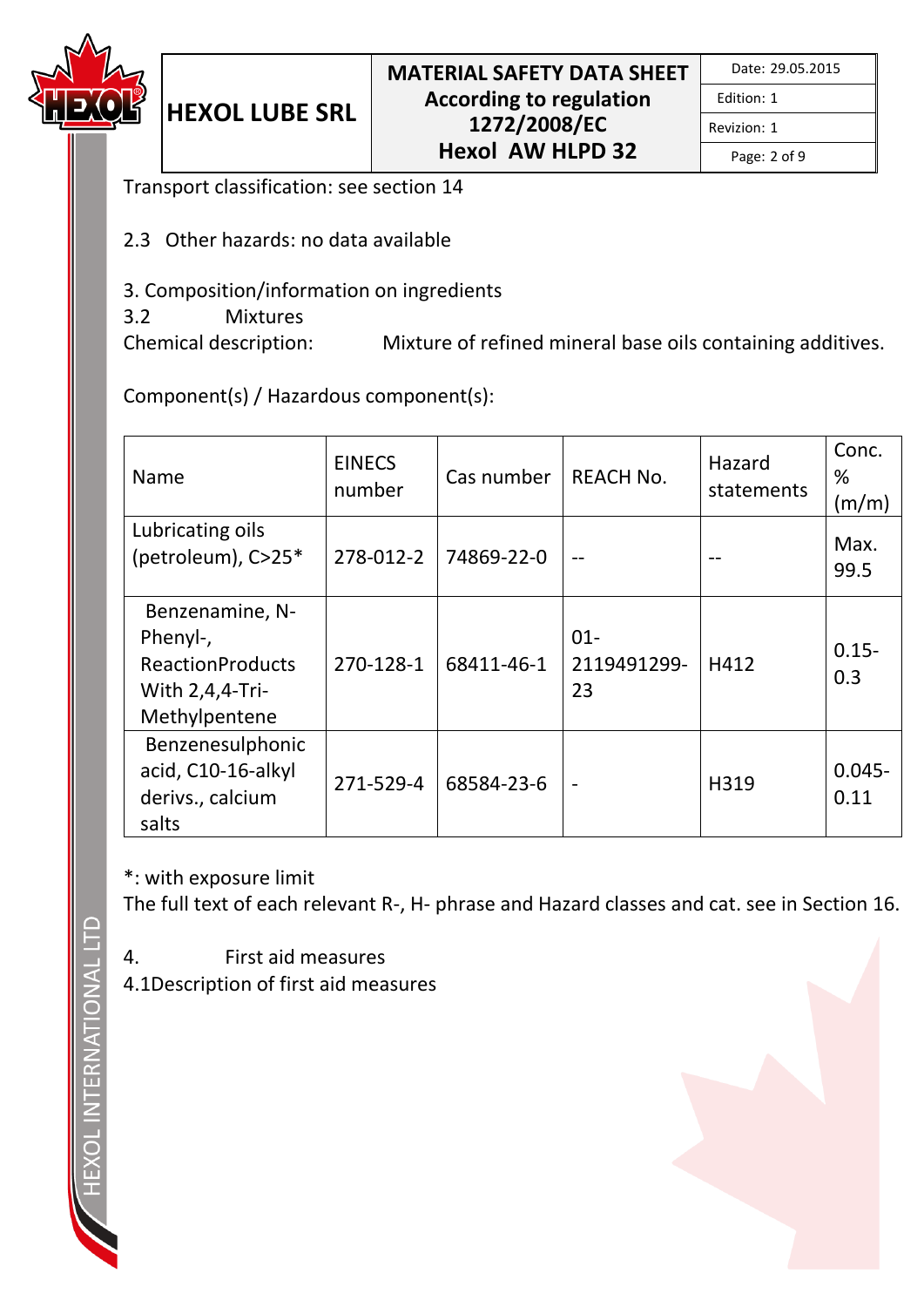Transport classification: see section 14

2.3 Other hazards: no data available

## 3. Composition/information on ingredients

### 3.2 Mixtures

Chemical description: Mixture of refined mineral base oils containing additives.

Component(s) / Hazardous component(s):

| Name | EINECS number | Cas number | REACH No. | Hazard statements | Conc. % (m/m) |
|---|---|---|---|---|---|
| Lubricating oils (petroleum), C>25* | 278-012-2 | 74869-22-0 | -- | -- | Max. 99.5 |
| Benzenamine, N-Phenyl-, ReactionProducts With 2,4,4-Tri-Methylpentene | 270-128-1 | 68411-46-1 | 01-2119491299-23 | H412 | 0.15-0.3 |
| Benzenesulphonic acid, C10-16-alkyl derivs., calcium salts | 271-529-4 | 68584-23-6 | - | H319 | 0.045-0.11 |

*: with exposure limit

The full text of each relevant R-, H- phrase and Hazard classes and cat. see in Section 16.

## 4. First aid measures

4.1Description of first aid measures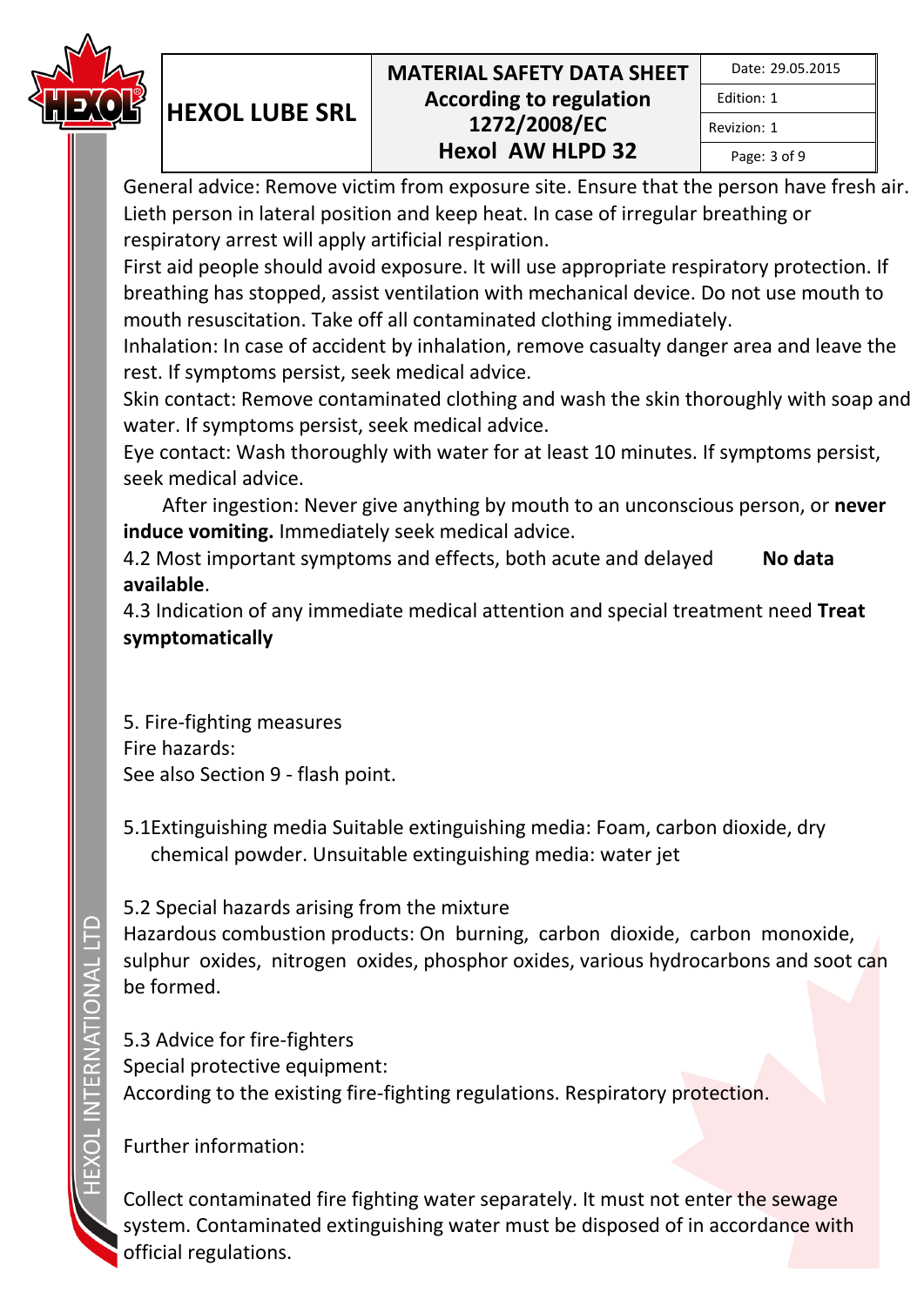General advice: Remove victim from exposure site. Ensure that the person have fresh air. Lieth person in lateral position and keep heat. In case of irregular breathing or respiratory arrest will apply artificial respiration.

First aid people should avoid exposure. It will use appropriate respiratory protection. If breathing has stopped, assist ventilation with mechanical device. Do not use mouth to mouth resuscitation. Take off all contaminated clothing immediately.

Inhalation: In case of accident by inhalation, remove casualty danger area and leave the rest. If symptoms persist, seek medical advice.

Skin contact: Remove contaminated clothing and wash the skin thoroughly with soap and water. If symptoms persist, seek medical advice.

Eye contact: Wash thoroughly with water for at least 10 minutes. If symptoms persist, seek medical advice.

After ingestion: Never give anything by mouth to an unconscious person, or **never induce vomiting.** Immediately seek medical advice.

4.2 Most important symptoms and effects, both acute and delayed **No data available**.

4.3 Indication of any immediate medical attention and special treatment need **Treat symptomatically**

5. Fire-fighting measures

Fire hazards:

See also Section 9 - flash point.

5.1Extinguishing media Suitable extinguishing media: Foam, carbon dioxide, dry chemical powder. Unsuitable extinguishing media: water jet

5.2 Special hazards arising from the mixture

Hazardous combustion products: On burning, carbon dioxide, carbon monoxide, sulphur oxides, nitrogen oxides, phosphor oxides, various hydrocarbons and soot can be formed.

5.3 Advice for fire-fighters

Special protective equipment:

According to the existing fire-fighting regulations. Respiratory protection.

Further information:

Collect contaminated fire fighting water separately. It must not enter the sewage system. Contaminated extinguishing water must be disposed of in accordance with official regulations.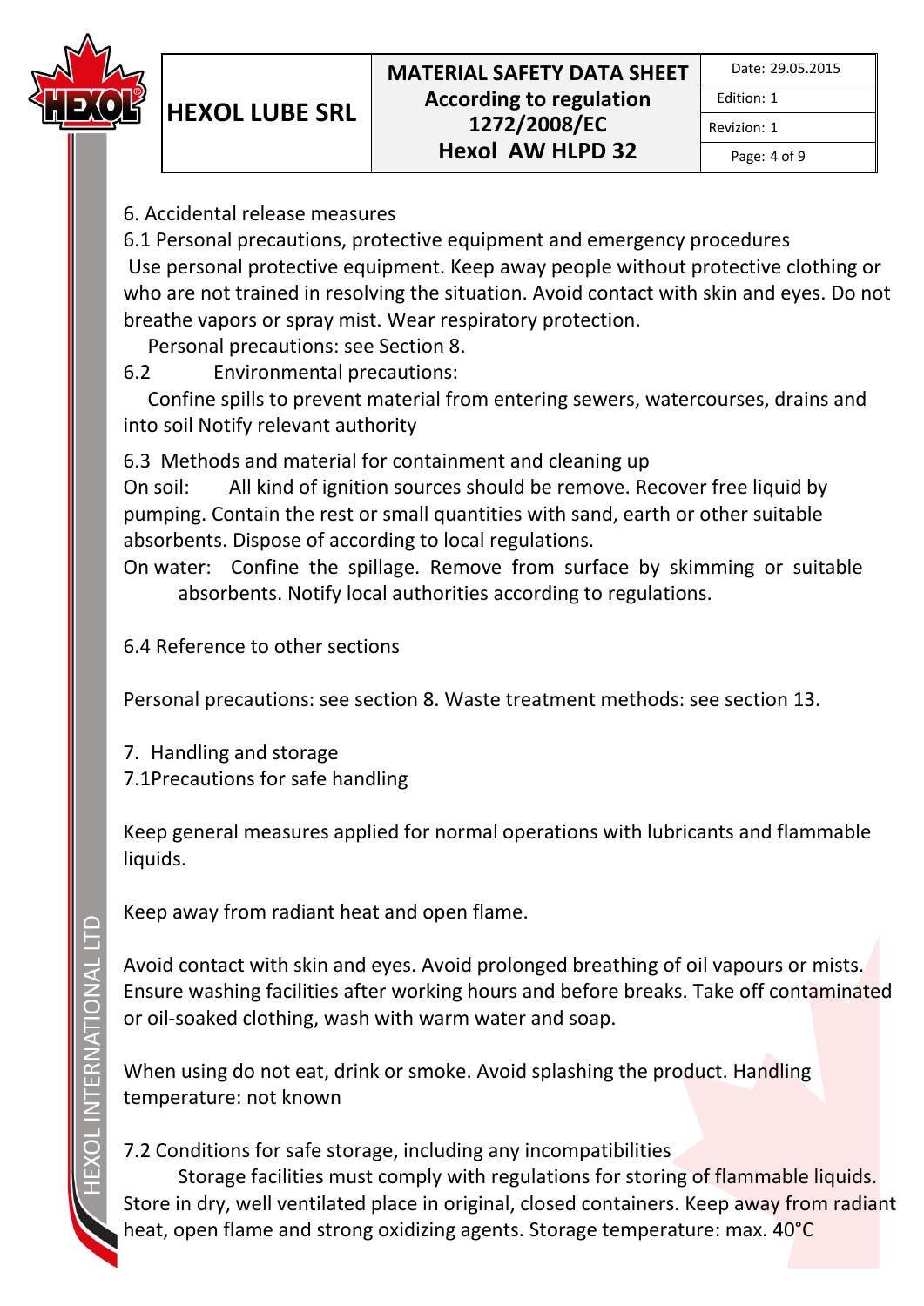## 6. Accidental release measures

### 6.1 Personal precautions, protective equipment and emergency procedures

Use personal protective equipment. Keep away people without protective clothing or who are not trained in resolving the situation. Avoid contact with skin and eyes. Do not breathe vapors or spray mist. Wear respiratory protection.

Personal precautions: see Section 8.

### 6.2 Environmental precautions:

Confine spills to prevent material from entering sewers, watercourses, drains and into soil Notify relevant authority

### 6.3 Methods and material for containment and cleaning up

On soil: All kind of ignition sources should be remove. Recover free liquid by pumping. Contain the rest or small quantities with sand, earth or other suitable absorbents. Dispose of according to local regulations.

On water: Confine the spillage. Remove from surface by skimming or suitable absorbents. Notify local authorities according to regulations.

### 6.4 Reference to other sections

Personal precautions: see section 8. Waste treatment methods: see section 13.

## 7. Handling and storage

### 7.1Precautions for safe handling

Keep general measures applied for normal operations with lubricants and flammable liquids.

Keep away from radiant heat and open flame.

Avoid contact with skin and eyes. Avoid prolonged breathing of oil vapours or mists. Ensure washing facilities after working hours and before breaks. Take off contaminated or oil-soaked clothing, wash with warm water and soap.

When using do not eat, drink or smoke. Avoid splashing the product. Handling temperature: not known

### 7.2 Conditions for safe storage, including any incompatibilities

Storage facilities must comply with regulations for storing of flammable liquids. Store in dry, well ventilated place in original, closed containers. Keep away from radiant heat, open flame and strong oxidizing agents. Storage temperature: max. 40°C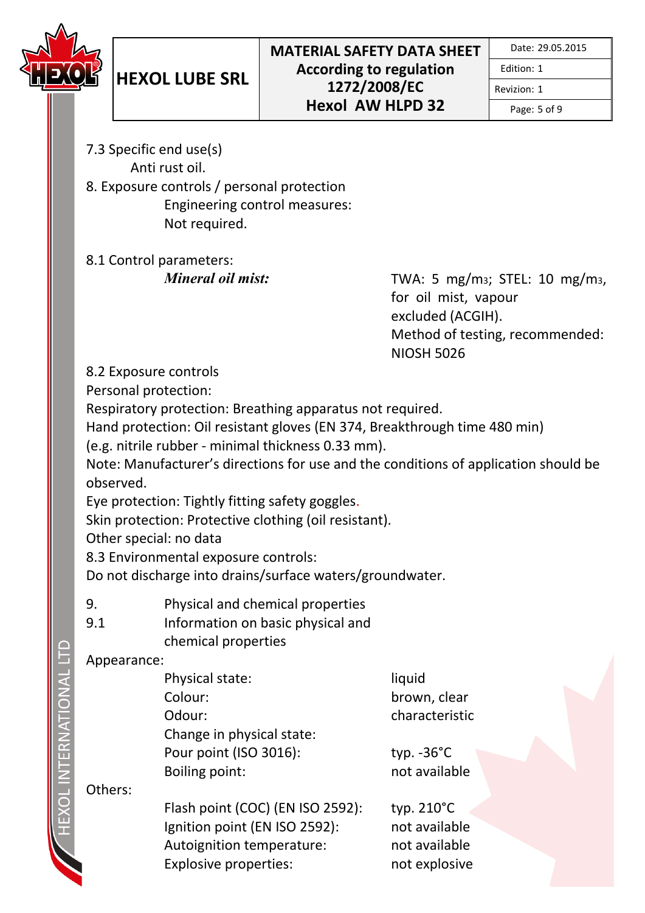7.3 Specific end use(s)

Anti rust oil.

8. Exposure controls / personal protection

Engineering control measures:

Not required.

8.1 Control parameters:

| | |
|---|---|
| ***Mineral oil mist:*** | TWA: 5 mg/m3; STEL: 10 mg/m3, for oil mist, vapour excluded (ACGIH). Method of testing, recommended: NIOSH 5026 |

8.2 Exposure controls

Personal protection:

Respiratory protection: Breathing apparatus not required.

Hand protection: Oil resistant gloves (EN 374, Breakthrough time 480 min) (e.g. nitrile rubber - minimal thickness 0.33 mm).

Note: Manufacturer's directions for use and the conditions of application should be observed.

Eye protection: Tightly fitting safety goggles.

Skin protection: Protective clothing (oil resistant).

Other special: no data

8.3 Environmental exposure controls:

Do not discharge into drains/surface waters/groundwater.

9. Physical and chemical properties

9.1 Information on basic physical and chemical properties

Appearance:

| | |
|---|---|
| Physical state: | liquid |
| Colour: | brown, clear |
| Odour: | characteristic |
| Change in physical state: | |
| Pour point (ISO 3016): | typ. -36°C |
| Boiling point: | not available |

Others:

| | |
|---|---|
| Flash point (COC) (EN ISO 2592): | typ. 210°C |
| Ignition point (EN ISO 2592): | not available |
| Autoignition temperature: | not available |
| Explosive properties: | not explosive |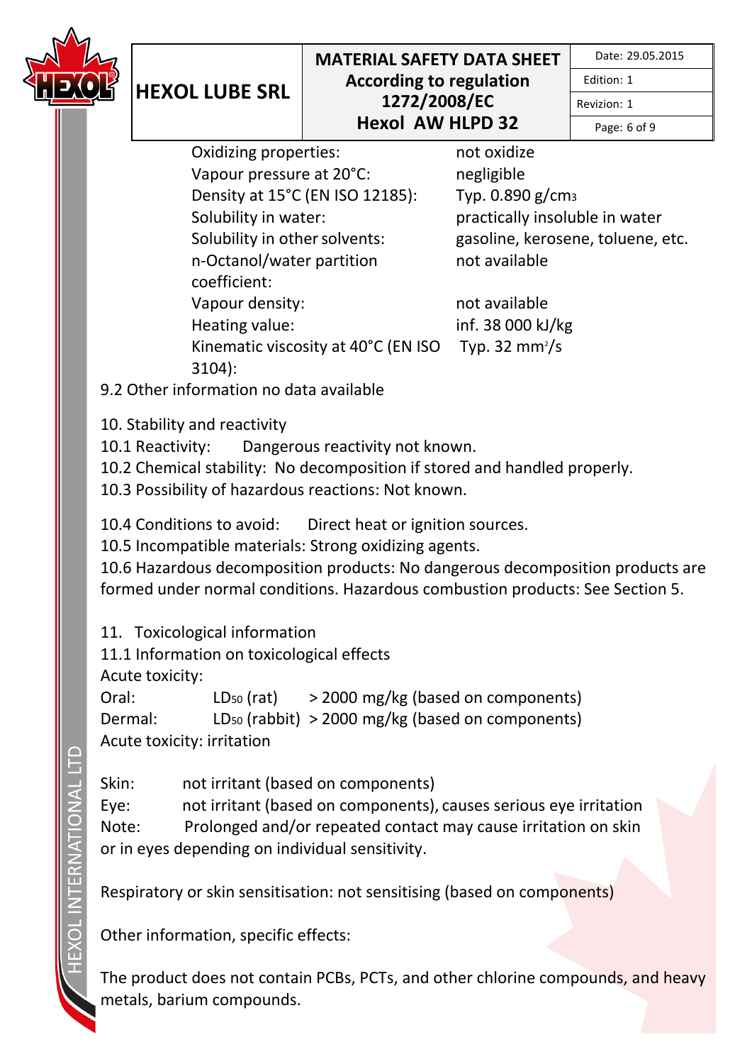| | |
|---|---|
| Oxidizing properties: | not oxidize |
| Vapour pressure at 20°C: | negligible |
| Density at 15°C (EN ISO 12185): | Typ. 0.890 g/$cm^3$ |
| Solubility in water: | practically insoluble in water |
| Solubility in other solvents: | gasoline, kerosene, toluene, etc. |
| n-Octanol/water partition coefficient: | not available |
| Vapour density: | not available |
| Heating value: | inf. 38 000 kJ/kg |
| Kinematic viscosity at 40°C (EN ISO 3104): | Typ. 32 $mm^2$/s |

9.2 Other information no data available

## 10. Stability and reactivity

10.1 Reactivity: Dangerous reactivity not known.

10.2 Chemical stability: No decomposition if stored and handled properly.

10.3 Possibility of hazardous reactions: Not known.

10.4 Conditions to avoid: Direct heat or ignition sources.

10.5 Incompatible materials: Strong oxidizing agents.

10.6 Hazardous decomposition products: No dangerous decomposition products are formed under normal conditions. Hazardous combustion products: See Section 5.

## 11. Toxicological information

11.1 Information on toxicological effects

Acute toxicity:

| | | |
|---|---|---|
| Oral: | $LD_{50}$ (rat) | > 2000 mg/kg (based on components) |
| Dermal: | $LD_{50}$ (rabbit) | > 2000 mg/kg (based on components) |

Acute toxicity: irritation

Skin: not irritant (based on components)

Eye: not irritant (based on components), causes serious eye irritation

Note: Prolonged and/or repeated contact may cause irritation on skin or in eyes depending on individual sensitivity.

Respiratory or skin sensitisation: not sensitising (based on components)

Other information, specific effects:

The product does not contain PCBs, PCTs, and other chlorine compounds, and heavy metals, barium compounds.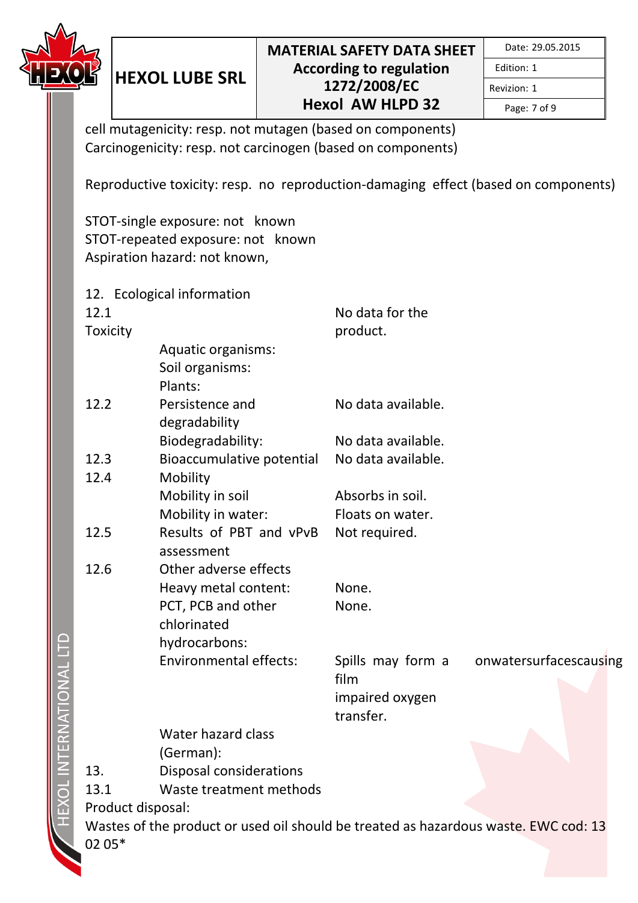cell mutagenicity: resp. not mutagen (based on components)
Carcinogenicity: resp. not carcinogen (based on components)

Reproductive toxicity: resp. no reproduction-damaging effect (based on components)

STOT-single exposure: not known
STOT-repeated exposure: not known
Aspiration hazard: not known,

## 12. Ecological information

| | | |
|---|---|---|
| 12.1 Toxicity | | No data for the product. |
| | Aquatic organisms: | |
| | Soil organisms: | |
| | Plants: | |
| 12.2 | Persistence and degradability | No data available. |
| | Biodegradability: | No data available. |
| 12.3 | Bioaccumulative potential | No data available. |
| 12.4 | Mobility | |
| | Mobility in soil | Absorbs in soil. |
| | Mobility in water: | Floats on water. |
| 12.5 | Results of PBT and vPvB assessment | Not required. |
| 12.6 | Other adverse effects | |
| | Heavy metal content: | None. |
| | PCT, PCB and other chlorinated hydrocarbons: | None. |
| | Environmental effects: | Spills may form a film onwatersurfacescausing impaired oxygen transfer. |
| | Water hazard class (German): | |

## 13. Disposal considerations

### 13.1 Waste treatment methods

Product disposal:

Wastes of the product or used oil should be treated as hazardous waste. EWC cod: 13 02 05*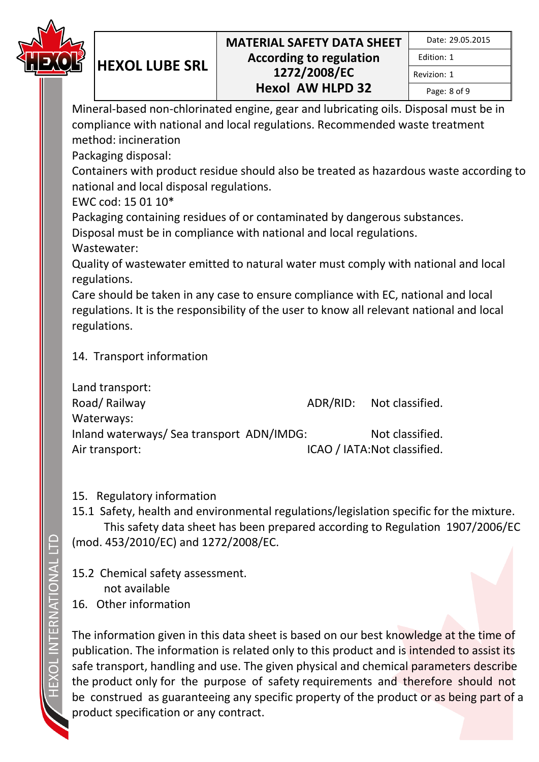Mineral-based non-chlorinated engine, gear and lubricating oils. Disposal must be in compliance with national and local regulations. Recommended waste treatment method: incineration

Packaging disposal:

Containers with product residue should also be treated as hazardous waste according to national and local disposal regulations.

EWC cod: 15 01 10*

Packaging containing residues of or contaminated by dangerous substances.

Disposal must be in compliance with national and local regulations.

Wastewater:

Quality of wastewater emitted to natural water must comply with national and local regulations.

Care should be taken in any case to ensure compliance with EC, national and local regulations. It is the responsibility of the user to know all relevant national and local regulations.

## 14. Transport information

Land transport:

| | | |
|---|---|---|
| Road/ Railway | ADR/RID: | Not classified. |
| Waterways: | | |
| Inland waterways/ Sea transport | ADN/IMDG: | Not classified. |
| Air transport: | ICAO / IATA: | Not classified. |

## 15. Regulatory information

15.1 Safety, health and environmental regulations/legislation specific for the mixture.

This safety data sheet has been prepared according to Regulation 1907/2006/EC (mod. 453/2010/EC) and 1272/2008/EC.

15.2 Chemical safety assessment.

not available

## 16. Other information

The information given in this data sheet is based on our best knowledge at the time of publication. The information is related only to this product and is intended to assist its safe transport, handling and use. The given physical and chemical parameters describe the product only for the purpose of safety requirements and therefore should not be construed as guaranteeing any specific property of the product or as being part of a product specification or any contract.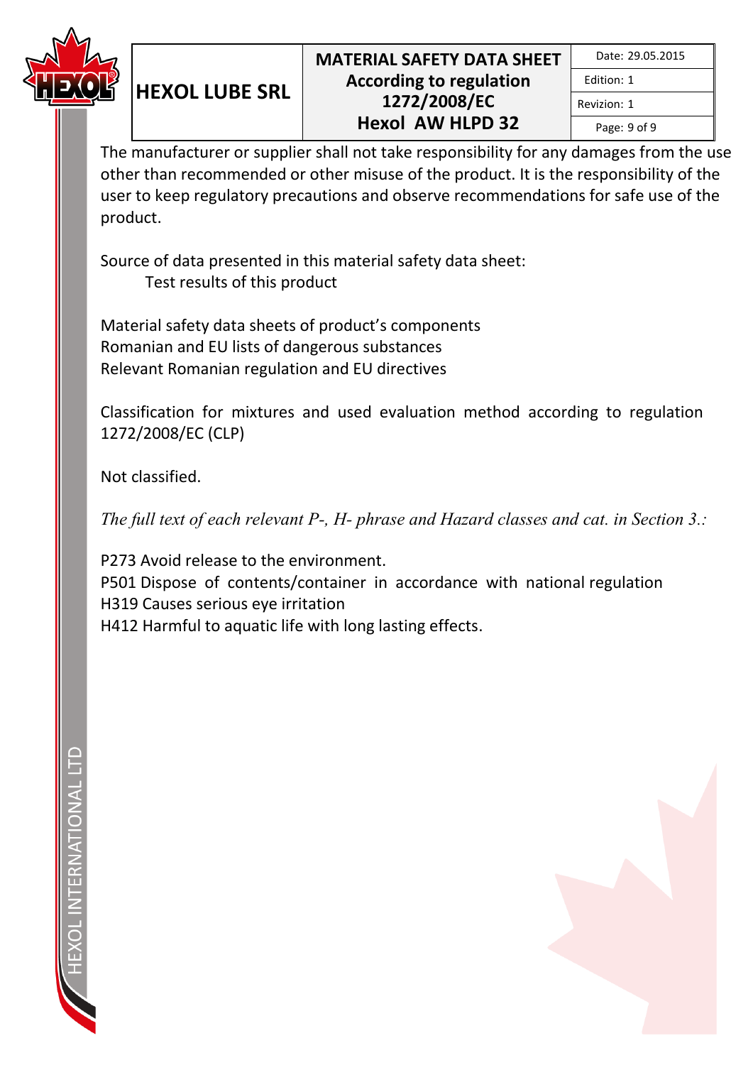The manufacturer or supplier shall not take responsibility for any damages from the use other than recommended or other misuse of the product. It is the responsibility of the user to keep regulatory precautions and observe recommendations for safe use of the product.

Source of data presented in this material safety data sheet:
    Test results of this product

Material safety data sheets of product's components
Romanian and EU lists of dangerous substances
Relevant Romanian regulation and EU directives

Classification for mixtures and used evaluation method according to regulation 1272/2008/EC (CLP)

Not classified.

*The full text of each relevant P-, H- phrase and Hazard classes and cat. in Section 3.:*

P273 Avoid release to the environment.
P501 Dispose of contents/container in accordance with national regulation
H319 Causes serious eye irritation
H412 Harmful to aquatic life with long lasting effects.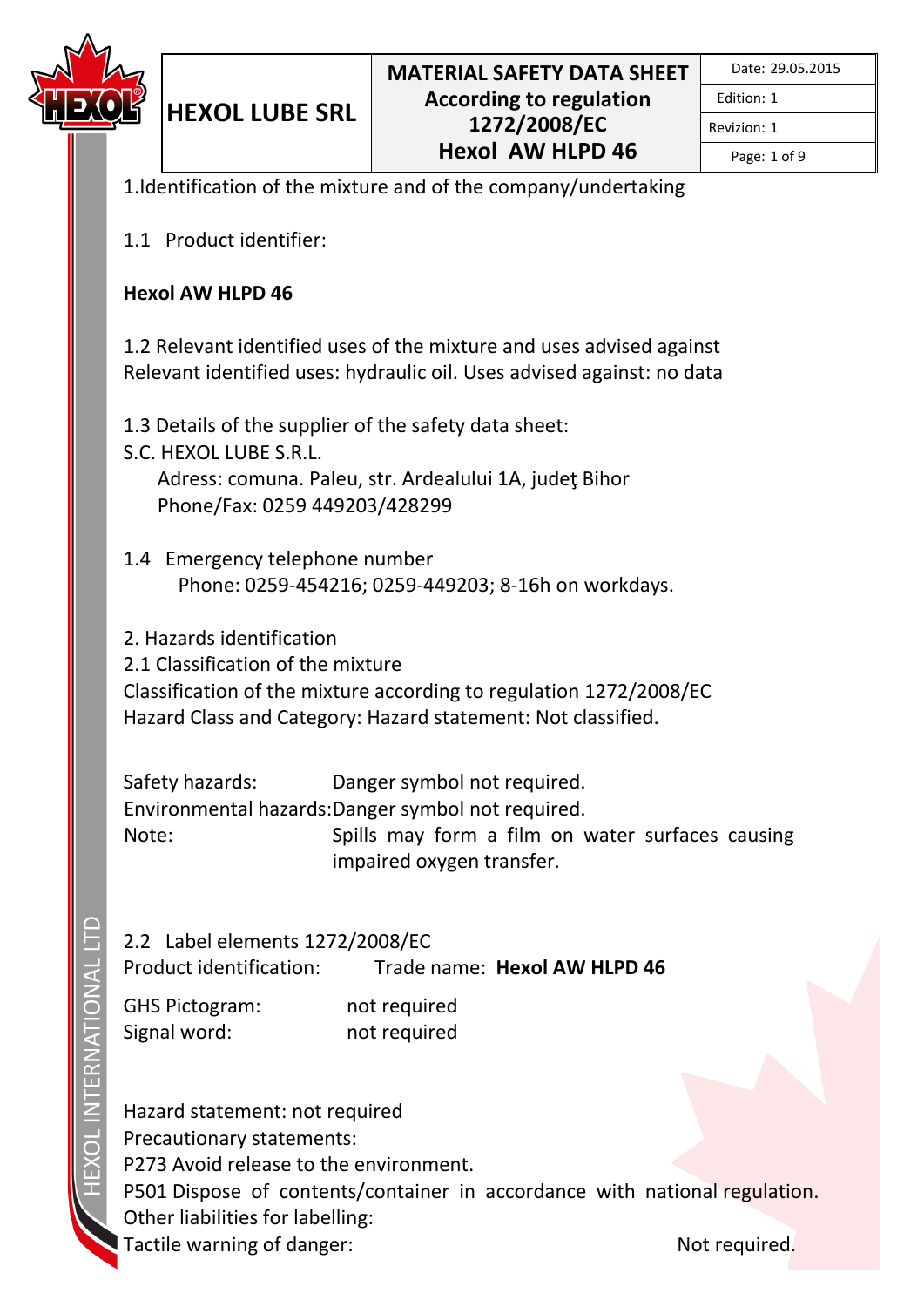1.Identification of the mixture and of the company/undertaking

1.1 Product identifier:

**Hexol AW HLPD 46**

1.2 Relevant identified uses of the mixture and uses advised against
Relevant identified uses: hydraulic oil. Uses advised against: no data

1.3 Details of the supplier of the safety data sheet:
S.C. HEXOL LUBE S.R.L.
Adress: comuna. Paleu, str. Ardealului 1A, judeţ Bihor
Phone/Fax: 0259 449203/428299

1.4 Emergency telephone number
Phone: 0259-454216; 0259-449203; 8-16h on workdays.

2. Hazards identification
2.1 Classification of the mixture
Classification of the mixture according to regulation 1272/2008/EC
Hazard Class and Category: Hazard statement: Not classified.

Safety hazards: Danger symbol not required.
Environmental hazards: Danger symbol not required.
Note: Spills may form a film on water surfaces causing impaired oxygen transfer.

2.2 Label elements 1272/2008/EC
Product identification: Trade name: **Hexol AW HLPD 46**

GHS Pictogram: not required
Signal word: not required

Hazard statement: not required
Precautionary statements:
P273 Avoid release to the environment.
P501 Dispose of contents/container in accordance with national regulation.
Other liabilities for labelling:
Tactile warning of danger: Not required.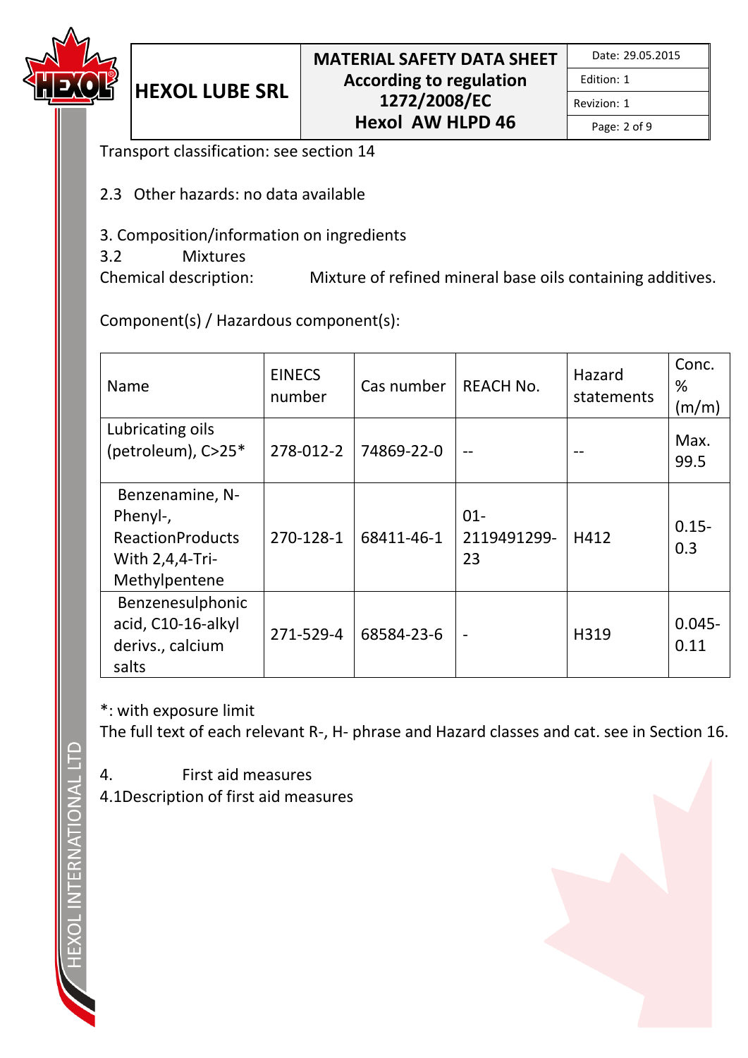Transport classification: see section 14

2.3 Other hazards: no data available

## 3. Composition/information on ingredients

3.2 Mixtures

Chemical description: Mixture of refined mineral base oils containing additives.

Component(s) / Hazardous component(s):

| Name | EINECS number | Cas number | REACH No. | Hazard statements | Conc. % (m/m) |
|---|---|---|---|---|---|
| Lubricating oils (petroleum), C>25* | 278-012-2 | 74869-22-0 | -- | -- | Max. 99.5 |
| Benzenamine, N-Phenyl-, ReactionProducts With 2,4,4-Tri-Methylpentene | 270-128-1 | 68411-46-1 | 01-2119491299-23 | H412 | 0.15-0.3 |
| Benzenesulphonic acid, C10-16-alkyl derivs., calcium salts | 271-529-4 | 68584-23-6 | - | H319 | 0.045-0.11 |

*: with exposure limit

The full text of each relevant R-, H- phrase and Hazard classes and cat. see in Section 16.

## 4. First aid measures

4.1Description of first aid measures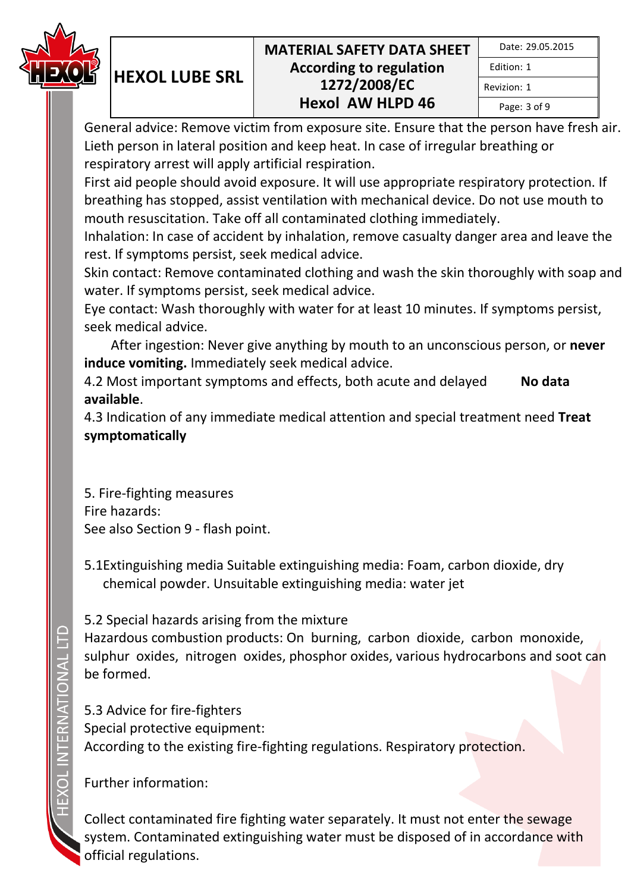General advice: Remove victim from exposure site. Ensure that the person have fresh air. Lieth person in lateral position and keep heat. In case of irregular breathing or respiratory arrest will apply artificial respiration.

First aid people should avoid exposure. It will use appropriate respiratory protection. If breathing has stopped, assist ventilation with mechanical device. Do not use mouth to mouth resuscitation. Take off all contaminated clothing immediately.

Inhalation: In case of accident by inhalation, remove casualty danger area and leave the rest. If symptoms persist, seek medical advice.

Skin contact: Remove contaminated clothing and wash the skin thoroughly with soap and water. If symptoms persist, seek medical advice.

Eye contact: Wash thoroughly with water for at least 10 minutes. If symptoms persist, seek medical advice.

After ingestion: Never give anything by mouth to an unconscious person, or **never induce vomiting.** Immediately seek medical advice.

4.2 Most important symptoms and effects, both acute and delayed **No data available**.

4.3 Indication of any immediate medical attention and special treatment need **Treat symptomatically**

5. Fire-fighting measures

Fire hazards:

See also Section 9 - flash point.

5.1Extinguishing media Suitable extinguishing media: Foam, carbon dioxide, dry chemical powder. Unsuitable extinguishing media: water jet

5.2 Special hazards arising from the mixture

Hazardous combustion products: On burning, carbon dioxide, carbon monoxide, sulphur oxides, nitrogen oxides, phosphor oxides, various hydrocarbons and soot can be formed.

5.3 Advice for fire-fighters

Special protective equipment:

According to the existing fire-fighting regulations. Respiratory protection.

Further information:

Collect contaminated fire fighting water separately. It must not enter the sewage system. Contaminated extinguishing water must be disposed of in accordance with official regulations.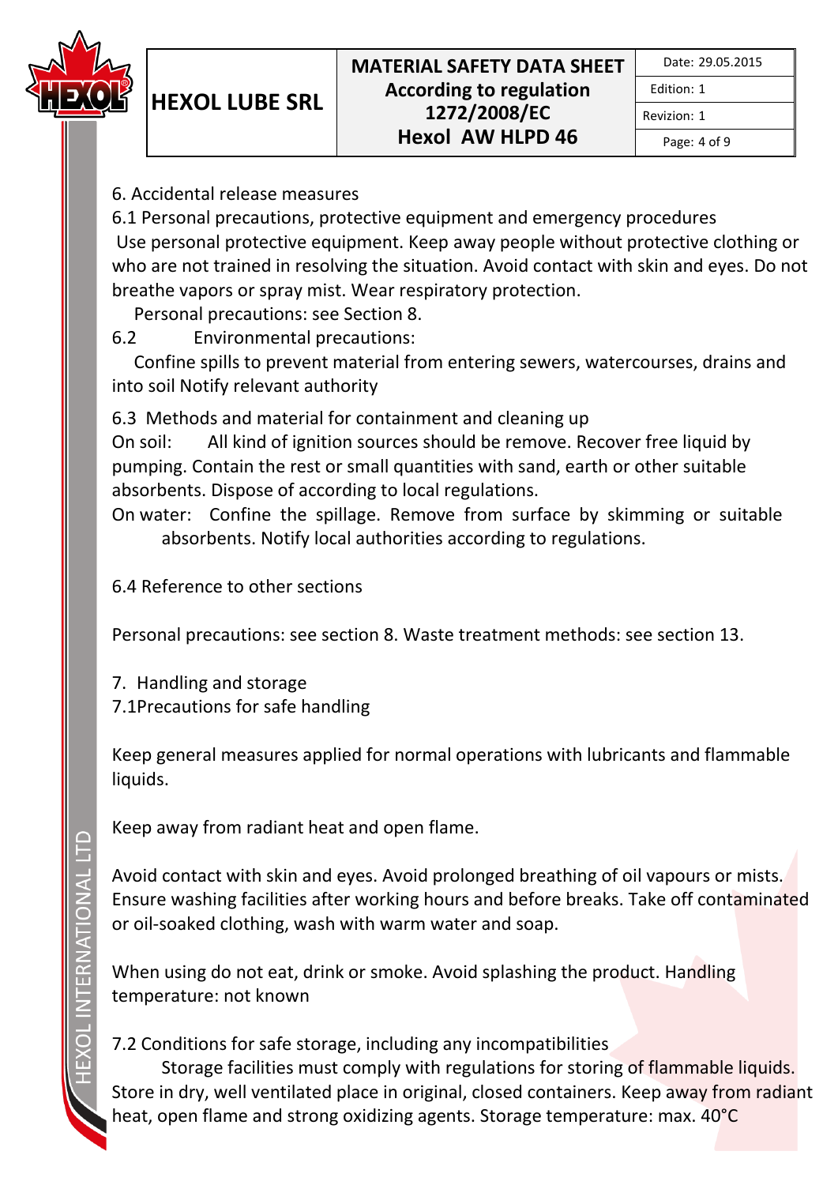## 6. Accidental release measures

### 6.1 Personal precautions, protective equipment and emergency procedures

Use personal protective equipment. Keep away people without protective clothing or who are not trained in resolving the situation. Avoid contact with skin and eyes. Do not breathe vapors or spray mist. Wear respiratory protection.

Personal precautions: see Section 8.

### 6.2 Environmental precautions:

Confine spills to prevent material from entering sewers, watercourses, drains and into soil Notify relevant authority

### 6.3 Methods and material for containment and cleaning up

On soil: All kind of ignition sources should be remove. Recover free liquid by pumping. Contain the rest or small quantities with sand, earth or other suitable absorbents. Dispose of according to local regulations.

On water: Confine the spillage. Remove from surface by skimming or suitable absorbents. Notify local authorities according to regulations.

### 6.4 Reference to other sections

Personal precautions: see section 8. Waste treatment methods: see section 13.

## 7. Handling and storage

### 7.1Precautions for safe handling

Keep general measures applied for normal operations with lubricants and flammable liquids.

Keep away from radiant heat and open flame.

Avoid contact with skin and eyes. Avoid prolonged breathing of oil vapours or mists. Ensure washing facilities after working hours and before breaks. Take off contaminated or oil-soaked clothing, wash with warm water and soap.

When using do not eat, drink or smoke. Avoid splashing the product. Handling temperature: not known

### 7.2 Conditions for safe storage, including any incompatibilities

Storage facilities must comply with regulations for storing of flammable liquids. Store in dry, well ventilated place in original, closed containers. Keep away from radiant heat, open flame and strong oxidizing agents. Storage temperature: max. 40°C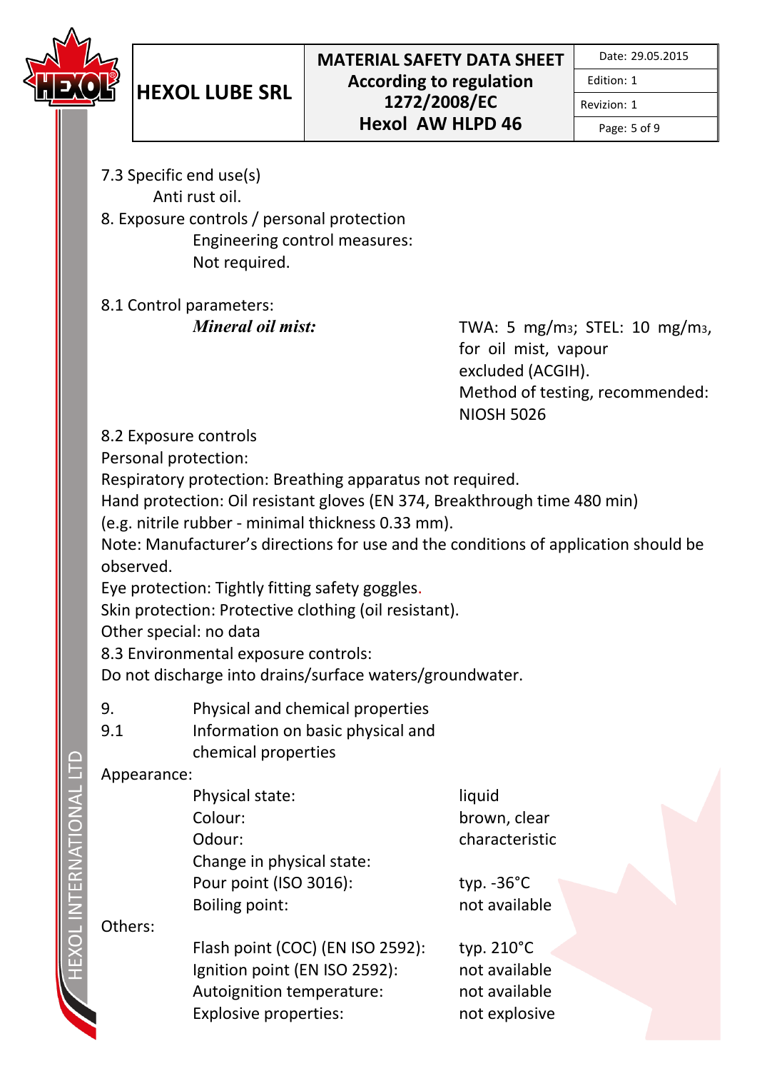7.3 Specific end use(s)

Anti rust oil.

8. Exposure controls / personal protection

Engineering control measures:

Not required.

8.1 Control parameters:

| | |
|---|---|
| ***Mineral oil mist:*** | TWA: 5 mg/m3; STEL: 10 mg/m3, for oil mist, vapour excluded (ACGIH). Method of testing, recommended: NIOSH 5026 |

8.2 Exposure controls

Personal protection:

Respiratory protection: Breathing apparatus not required.

Hand protection: Oil resistant gloves (EN 374, Breakthrough time 480 min) (e.g. nitrile rubber - minimal thickness 0.33 mm).

Note: Manufacturer's directions for use and the conditions of application should be observed.

Eye protection: Tightly fitting safety goggles.

Skin protection: Protective clothing (oil resistant).

Other special: no data

8.3 Environmental exposure controls:

Do not discharge into drains/surface waters/groundwater.

9. Physical and chemical properties

9.1 Information on basic physical and chemical properties

Appearance:

| | |
|---|---|
| Physical state: | liquid |
| Colour: | brown, clear |
| Odour: | characteristic |
| Change in physical state: | |
| Pour point (ISO 3016): | typ. -36°C |
| Boiling point: | not available |

Others:

| | |
|---|---|
| Flash point (COC) (EN ISO 2592): | typ. 210°C |
| Ignition point (EN ISO 2592): | not available |
| Autoignition temperature: | not available |
| Explosive properties: | not explosive |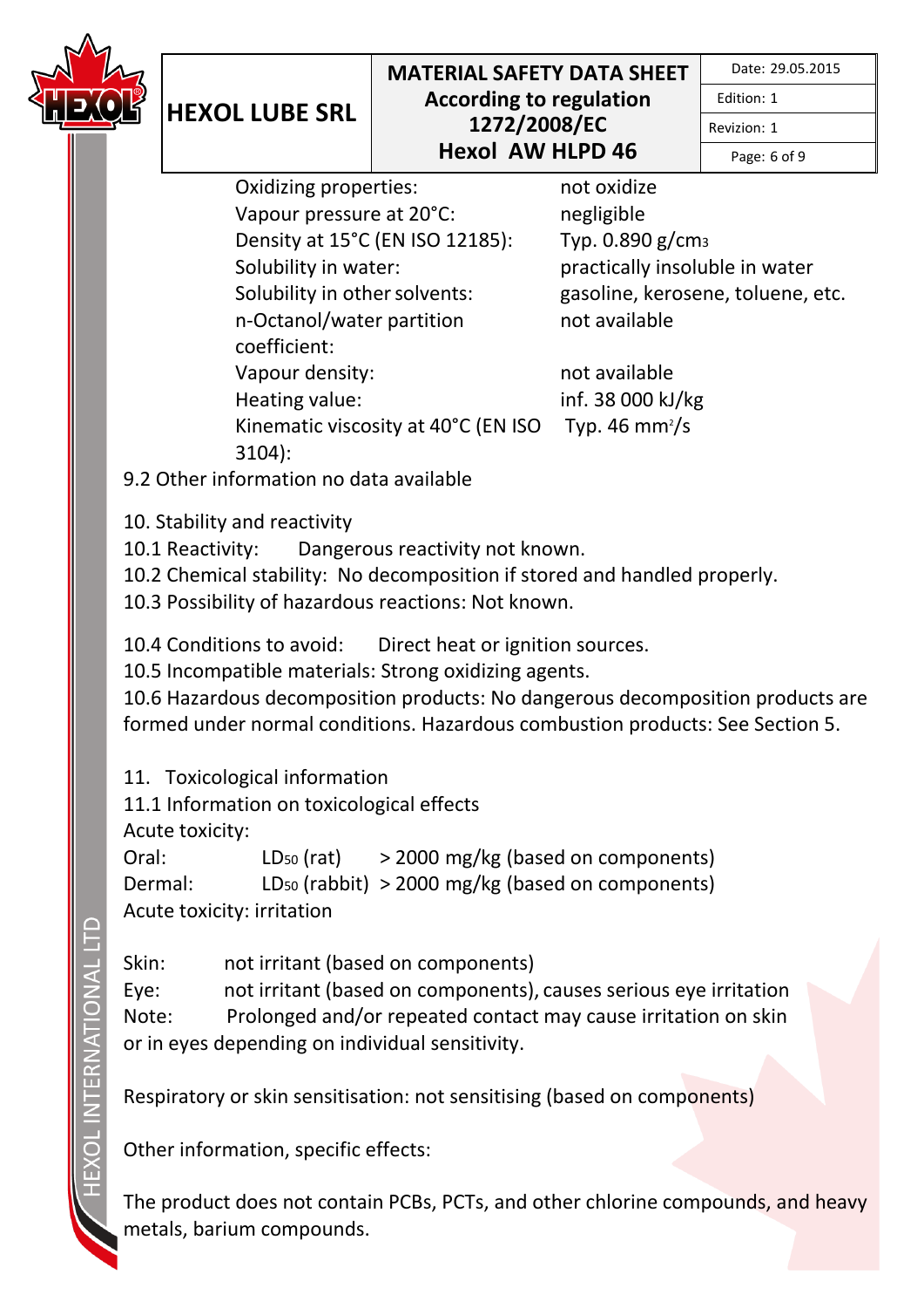| | |
|---|---|
| Oxidizing properties: | not oxidize |
| Vapour pressure at 20°C: | negligible |
| Density at 15°C (EN ISO 12185): | Typ. 0.890 g/$cm^3$ |
| Solubility in water: | practically insoluble in water |
| Solubility in other solvents: | gasoline, kerosene, toluene, etc. |
| n-Octanol/water partition coefficient: | not available |
| Vapour density: | not available |
| Heating value: | inf. 38 000 kJ/kg |
| Kinematic viscosity at 40°C (EN ISO 3104): | Typ. 46 $mm^2$/s |

9.2 Other information no data available

## 10. Stability and reactivity

10.1 Reactivity: Dangerous reactivity not known.

10.2 Chemical stability: No decomposition if stored and handled properly.

10.3 Possibility of hazardous reactions: Not known.

10.4 Conditions to avoid: Direct heat or ignition sources.

10.5 Incompatible materials: Strong oxidizing agents.

10.6 Hazardous decomposition products: No dangerous decomposition products are formed under normal conditions. Hazardous combustion products: See Section 5.

## 11. Toxicological information

11.1 Information on toxicological effects

Acute toxicity:

| | | |
|---|---|---|
| Oral: | $LD_{50}$ (rat) | > 2000 mg/kg (based on components) |
| Dermal: | $LD_{50}$ (rabbit) | > 2000 mg/kg (based on components) |

Acute toxicity: irritation

Skin: not irritant (based on components)

Eye: not irritant (based on components), causes serious eye irritation

Note: Prolonged and/or repeated contact may cause irritation on skin or in eyes depending on individual sensitivity.

Respiratory or skin sensitisation: not sensitising (based on components)

Other information, specific effects:

The product does not contain PCBs, PCTs, and other chlorine compounds, and heavy metals, barium compounds.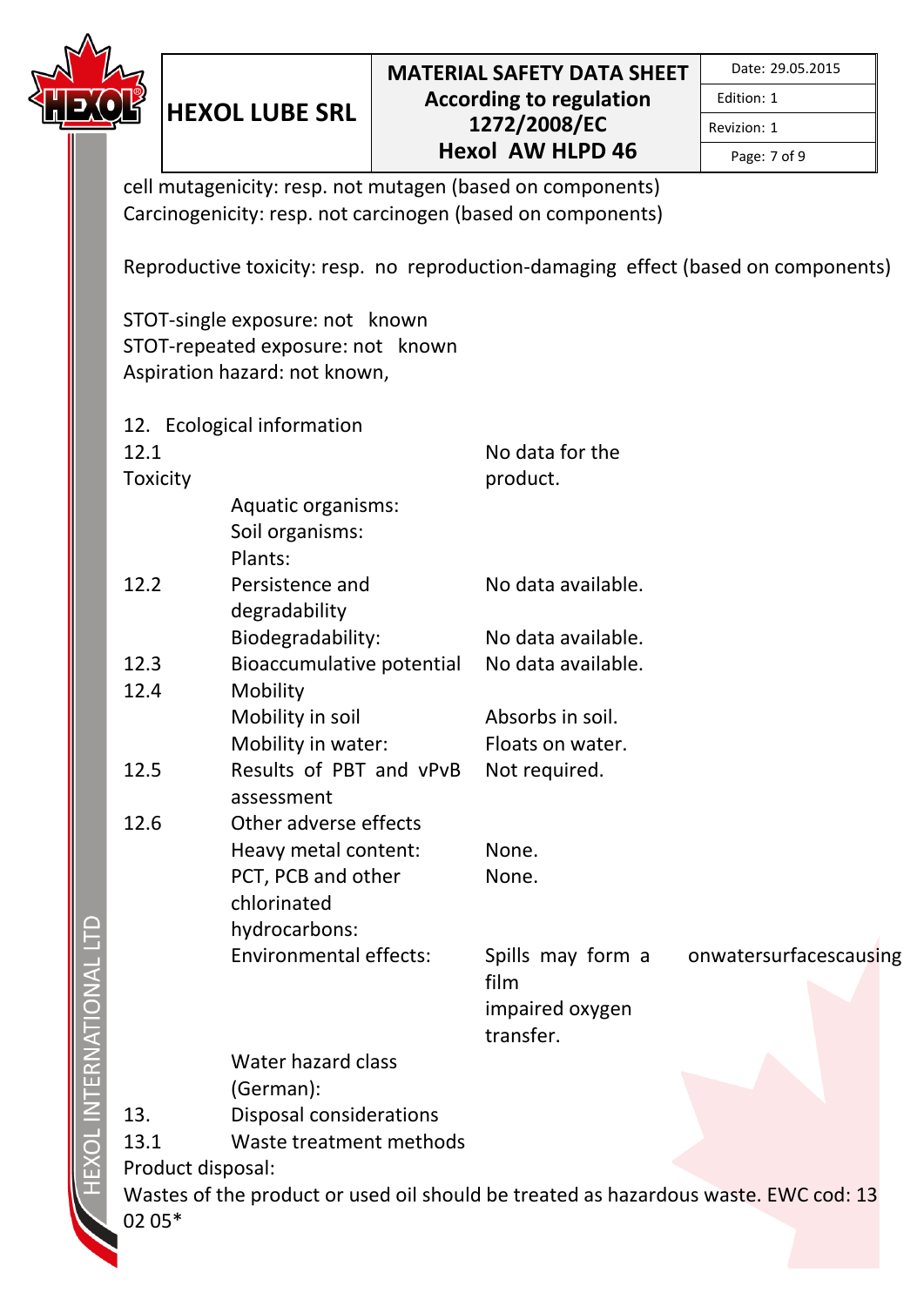cell mutagenicity: resp. not mutagen (based on components)
Carcinogenicity: resp. not carcinogen (based on components)

Reproductive toxicity: resp. no reproduction-damaging effect (based on components)

STOT-single exposure: not known
STOT-repeated exposure: not known
Aspiration hazard: not known,

## 12. Ecological information

| | | |
|---|---|---|
| 12.1 Toxicity | | No data for the product. |
| | Aquatic organisms: | |
| | Soil organisms: | |
| | Plants: | |
| 12.2 | Persistence and degradability | No data available. |
| | Biodegradability: | No data available. |
| 12.3 | Bioaccumulative potential | No data available. |
| 12.4 | Mobility | |
| | Mobility in soil | Absorbs in soil. |
| | Mobility in water: | Floats on water. |
| 12.5 | Results of PBT and vPvB assessment | Not required. |
| 12.6 | Other adverse effects | |
| | Heavy metal content: | None. |
| | PCT, PCB and other chlorinated hydrocarbons: | None. |
| | Environmental effects: | Spills may form a film onwatersurfacescausing impaired oxygen transfer. |
| | Water hazard class (German): | |

## 13. Disposal considerations

### 13.1 Waste treatment methods

Product disposal:
Wastes of the product or used oil should be treated as hazardous waste. EWC cod: 13 02 05*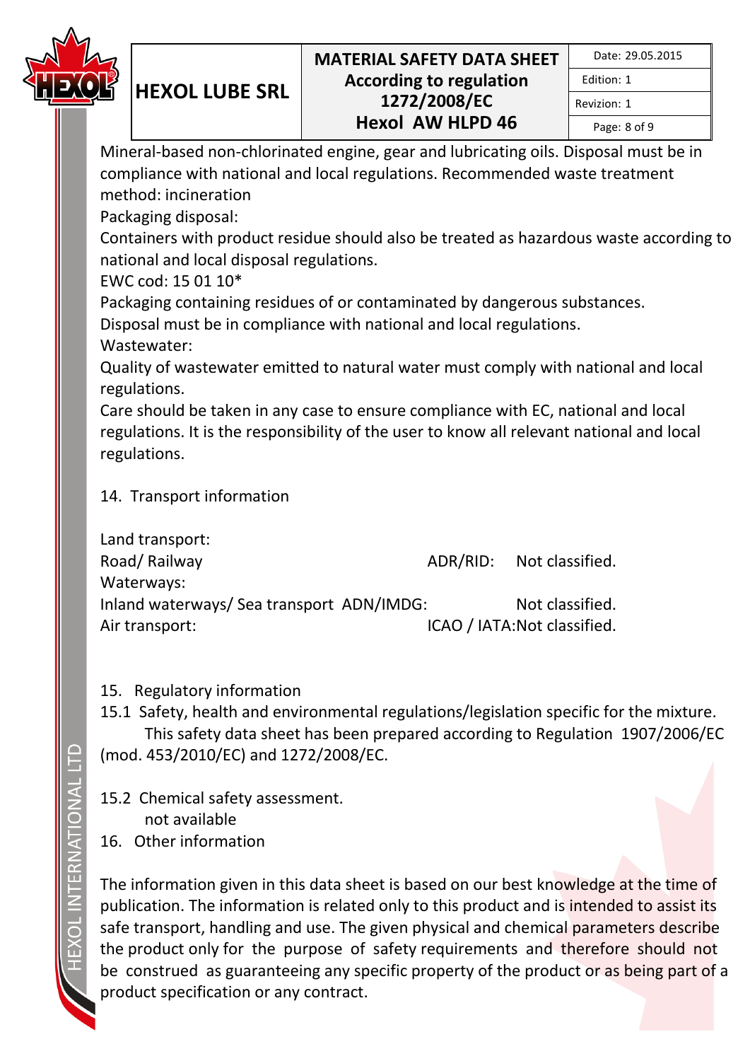Mineral-based non-chlorinated engine, gear and lubricating oils. Disposal must be in compliance with national and local regulations. Recommended waste treatment method: incineration

Packaging disposal:

Containers with product residue should also be treated as hazardous waste according to national and local disposal regulations.

EWC cod: 15 01 10*

Packaging containing residues of or contaminated by dangerous substances.

Disposal must be in compliance with national and local regulations.

Wastewater:

Quality of wastewater emitted to natural water must comply with national and local regulations.

Care should be taken in any case to ensure compliance with EC, national and local regulations. It is the responsibility of the user to know all relevant national and local regulations.

## 14. Transport information

Land transport:

| | | |
|---|---|---|
| Road/ Railway | ADR/RID: | Not classified. |

Waterways:

| | | |
|---|---|---|
| Inland waterways/ Sea transport | ADN/IMDG: | Not classified. |
| Air transport: | ICAO / IATA: | Not classified. |

## 15. Regulatory information

15.1 Safety, health and environmental regulations/legislation specific for the mixture.

This safety data sheet has been prepared according to Regulation 1907/2006/EC (mod. 453/2010/EC) and 1272/2008/EC.

15.2 Chemical safety assessment.

not available

## 16. Other information

The information given in this data sheet is based on our best knowledge at the time of publication. The information is related only to this product and is intended to assist its safe transport, handling and use. The given physical and chemical parameters describe the product only for the purpose of safety requirements and therefore should not be construed as guaranteeing any specific property of the product or as being part of a product specification or any contract.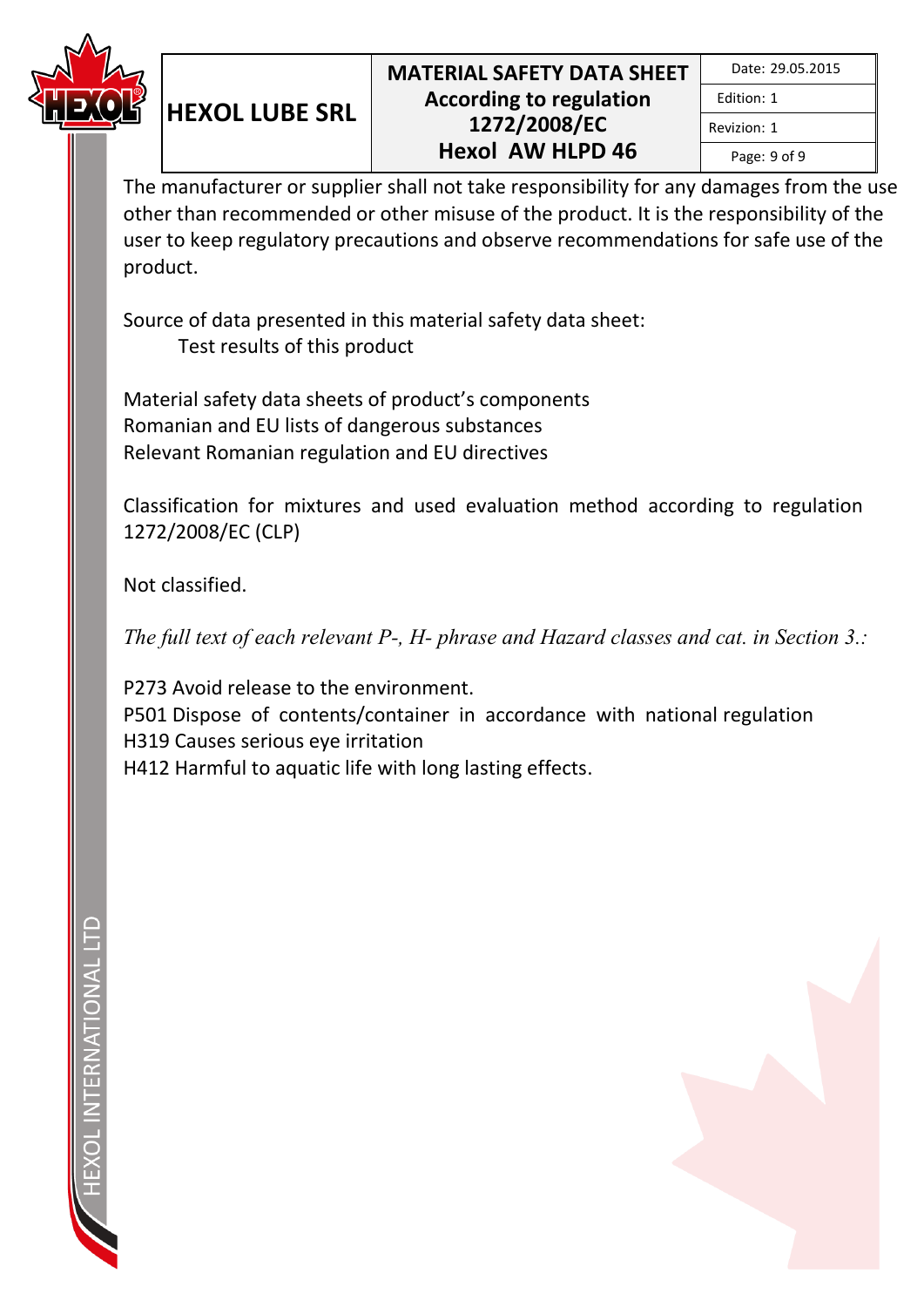The manufacturer or supplier shall not take responsibility for any damages from the use other than recommended or other misuse of the product. It is the responsibility of the user to keep regulatory precautions and observe recommendations for safe use of the product.

Source of data presented in this material safety data sheet:

Test results of this product

Material safety data sheets of product's components
Romanian and EU lists of dangerous substances
Relevant Romanian regulation and EU directives

Classification for mixtures and used evaluation method according to regulation 1272/2008/EC (CLP)

Not classified.

*The full text of each relevant P-, H- phrase and Hazard classes and cat. in Section 3.:*

P273 Avoid release to the environment.
P501 Dispose of contents/container in accordance with national regulation
H319 Causes serious eye irritation
H412 Harmful to aquatic life with long lasting effects.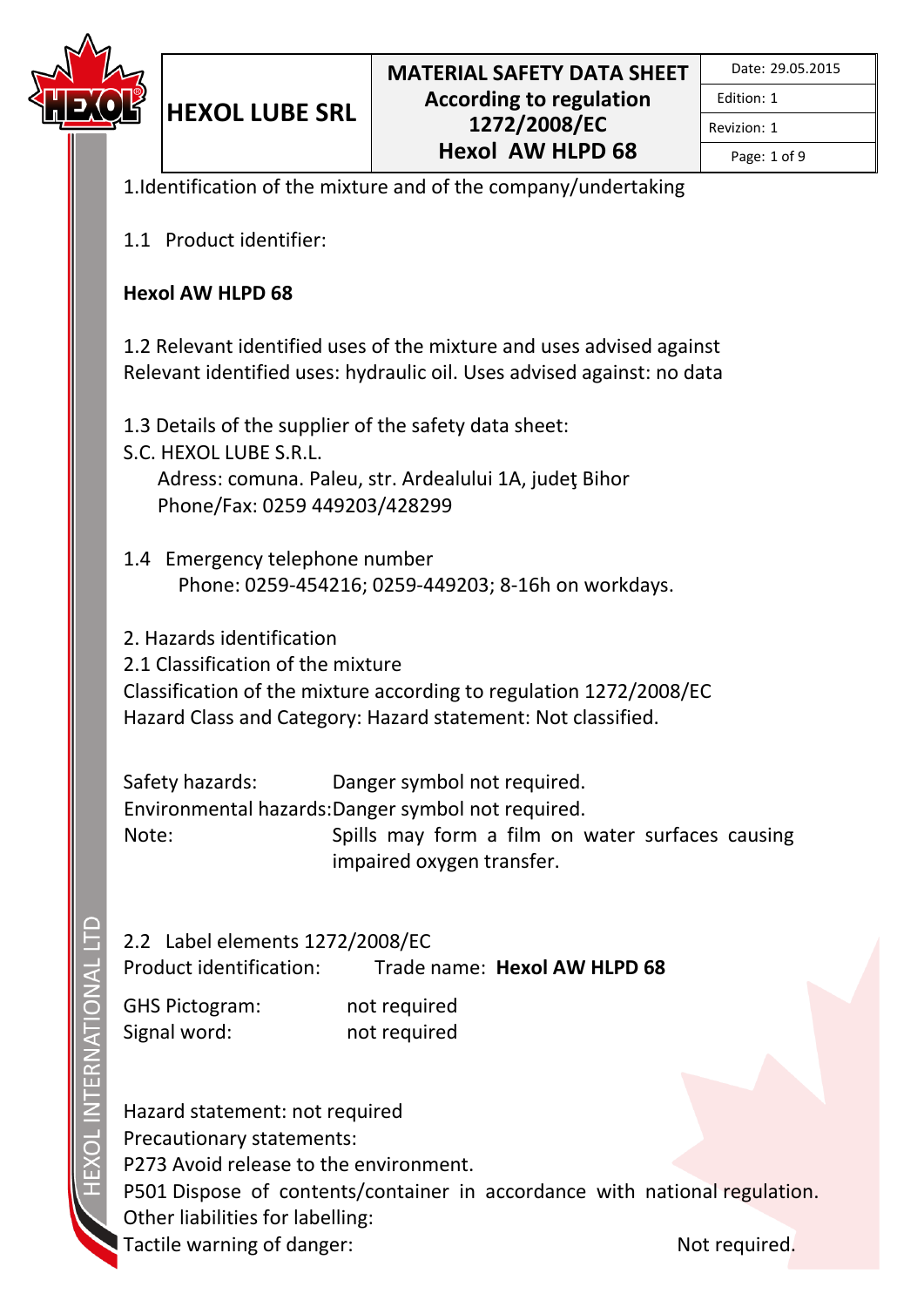1.Identification of the mixture and of the company/undertaking

1.1 Product identifier:

**Hexol AW HLPD 68**

1.2 Relevant identified uses of the mixture and uses advised against
Relevant identified uses: hydraulic oil. Uses advised against: no data

1.3 Details of the supplier of the safety data sheet:
S.C. HEXOL LUBE S.R.L.
Adress: comuna. Paleu, str. Ardealului 1A, judeţ Bihor
Phone/Fax: 0259 449203/428299

1.4 Emergency telephone number
Phone: 0259-454216; 0259-449203; 8-16h on workdays.

2. Hazards identification
2.1 Classification of the mixture
Classification of the mixture according to regulation 1272/2008/EC
Hazard Class and Category: Hazard statement: Not classified.

Safety hazards: Danger symbol not required.
Environmental hazards: Danger symbol not required.
Note: Spills may form a film on water surfaces causing impaired oxygen transfer.

2.2 Label elements 1272/2008/EC
Product identification: Trade name: **Hexol AW HLPD 68**

GHS Pictogram: not required
Signal word: not required

Hazard statement: not required
Precautionary statements:
P273 Avoid release to the environment.
P501 Dispose of contents/container in accordance with national regulation.
Other liabilities for labelling:
Tactile warning of danger: Not required.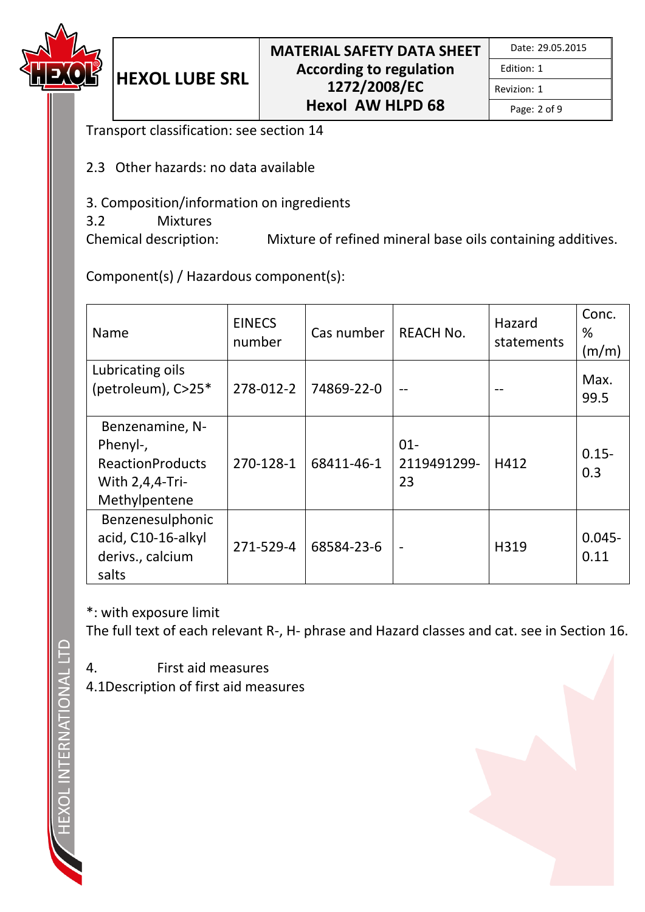Transport classification: see section 14

2.3 Other hazards: no data available

## 3. Composition/information on ingredients

### 3.2 Mixtures

Chemical description: Mixture of refined mineral base oils containing additives.

Component(s) / Hazardous component(s):

| Name | EINECS number | Cas number | REACH No. | Hazard statements | Conc. % (m/m) |
|---|---|---|---|---|---|
| Lubricating oils (petroleum), C>25* | 278-012-2 | 74869-22-0 | -- | -- | Max. 99.5 |
| Benzenamine, N-Phenyl-, ReactionProducts With 2,4,4-Tri-Methylpentene | 270-128-1 | 68411-46-1 | 01-2119491299-23 | H412 | 0.15-0.3 |
| Benzenesulphonic acid, C10-16-alkyl derivs., calcium salts | 271-529-4 | 68584-23-6 | - | H319 | 0.045-0.11 |

*: with exposure limit

The full text of each relevant R-, H- phrase and Hazard classes and cat. see in Section 16.

## 4. First aid measures

4.1Description of first aid measures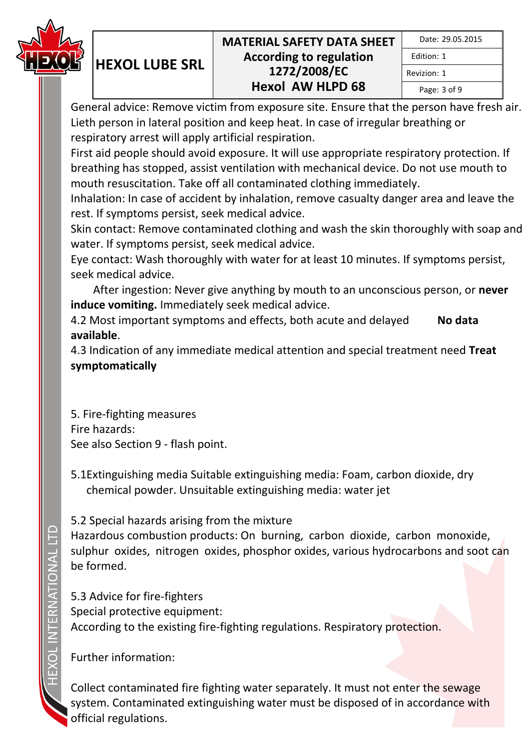General advice: Remove victim from exposure site. Ensure that the person have fresh air. Lieth person in lateral position and keep heat. In case of irregular breathing or respiratory arrest will apply artificial respiration.

First aid people should avoid exposure. It will use appropriate respiratory protection. If breathing has stopped, assist ventilation with mechanical device. Do not use mouth to mouth resuscitation. Take off all contaminated clothing immediately.

Inhalation: In case of accident by inhalation, remove casualty danger area and leave the rest. If symptoms persist, seek medical advice.

Skin contact: Remove contaminated clothing and wash the skin thoroughly with soap and water. If symptoms persist, seek medical advice.

Eye contact: Wash thoroughly with water for at least 10 minutes. If symptoms persist, seek medical advice.

After ingestion: Never give anything by mouth to an unconscious person, or **never induce vomiting.** Immediately seek medical advice.

4.2 Most important symptoms and effects, both acute and delayed **No data available**.

4.3 Indication of any immediate medical attention and special treatment need **Treat symptomatically**

5. Fire-fighting measures

Fire hazards:

See also Section 9 - flash point.

5.1Extinguishing media Suitable extinguishing media: Foam, carbon dioxide, dry chemical powder. Unsuitable extinguishing media: water jet

5.2 Special hazards arising from the mixture

Hazardous combustion products: On burning, carbon dioxide, carbon monoxide, sulphur oxides, nitrogen oxides, phosphor oxides, various hydrocarbons and soot can be formed.

5.3 Advice for fire-fighters

Special protective equipment:

According to the existing fire-fighting regulations. Respiratory protection.

Further information:

Collect contaminated fire fighting water separately. It must not enter the sewage system. Contaminated extinguishing water must be disposed of in accordance with official regulations.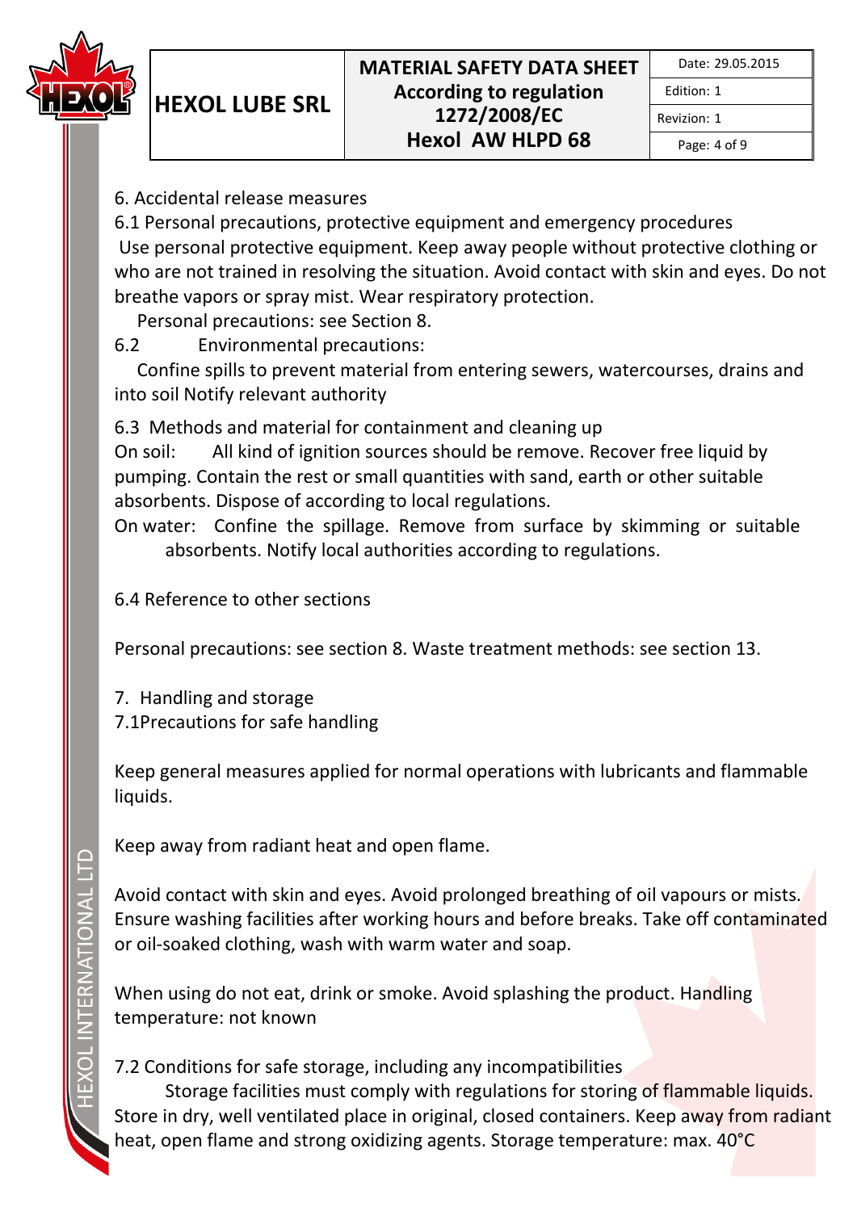## 6. Accidental release measures

### 6.1 Personal precautions, protective equipment and emergency procedures

Use personal protective equipment. Keep away people without protective clothing or who are not trained in resolving the situation. Avoid contact with skin and eyes. Do not breathe vapors or spray mist. Wear respiratory protection.

Personal precautions: see Section 8.

### 6.2 Environmental precautions:

Confine spills to prevent material from entering sewers, watercourses, drains and into soil Notify relevant authority

### 6.3 Methods and material for containment and cleaning up

On soil: All kind of ignition sources should be remove. Recover free liquid by pumping. Contain the rest or small quantities with sand, earth or other suitable absorbents. Dispose of according to local regulations.

On water: Confine the spillage. Remove from surface by skimming or suitable absorbents. Notify local authorities according to regulations.

### 6.4 Reference to other sections

Personal precautions: see section 8. Waste treatment methods: see section 13.

## 7. Handling and storage

### 7.1Precautions for safe handling

Keep general measures applied for normal operations with lubricants and flammable liquids.

Keep away from radiant heat and open flame.

Avoid contact with skin and eyes. Avoid prolonged breathing of oil vapours or mists. Ensure washing facilities after working hours and before breaks. Take off contaminated or oil-soaked clothing, wash with warm water and soap.

When using do not eat, drink or smoke. Avoid splashing the product. Handling temperature: not known

### 7.2 Conditions for safe storage, including any incompatibilities

Storage facilities must comply with regulations for storing of flammable liquids. Store in dry, well ventilated place in original, closed containers. Keep away from radiant heat, open flame and strong oxidizing agents. Storage temperature: max. 40°C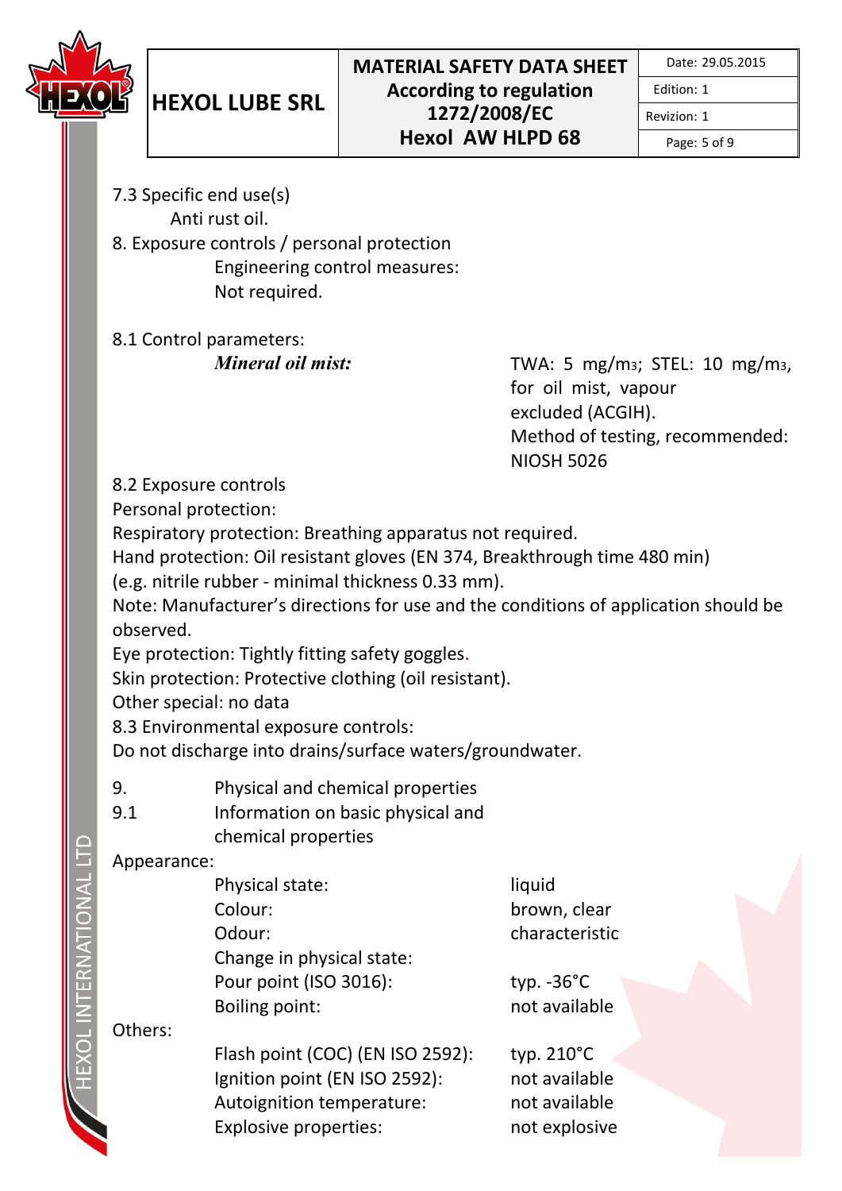7.3 Specific end use(s)

Anti rust oil.

8. Exposure controls / personal protection

Engineering control measures:

Not required.

8.1 Control parameters:

| | |
|---|---|
| ***Mineral oil mist:*** | TWA: 5 mg/m$^3$; STEL: 10 mg/m$^3$, for oil mist, vapour excluded (ACGIH). Method of testing, recommended: NIOSH 5026 |

8.2 Exposure controls

Personal protection:

Respiratory protection: Breathing apparatus not required.

Hand protection: Oil resistant gloves (EN 374, Breakthrough time 480 min) (e.g. nitrile rubber - minimal thickness 0.33 mm).

Note: Manufacturer's directions for use and the conditions of application should be observed.

Eye protection: Tightly fitting safety goggles.

Skin protection: Protective clothing (oil resistant).

Other special: no data

8.3 Environmental exposure controls:

Do not discharge into drains/surface waters/groundwater.

9. Physical and chemical properties

9.1 Information on basic physical and chemical properties

Appearance:

| | |
|---|---|
| Physical state: | liquid |
| Colour: | brown, clear |
| Odour: | characteristic |
| Change in physical state: | |
| Pour point (ISO 3016): | typ. -36°C |
| Boiling point: | not available |

Others:

| | |
|---|---|
| Flash point (COC) (EN ISO 2592): | typ. 210°C |
| Ignition point (EN ISO 2592): | not available |
| Autoignition temperature: | not available |
| Explosive properties: | not explosive |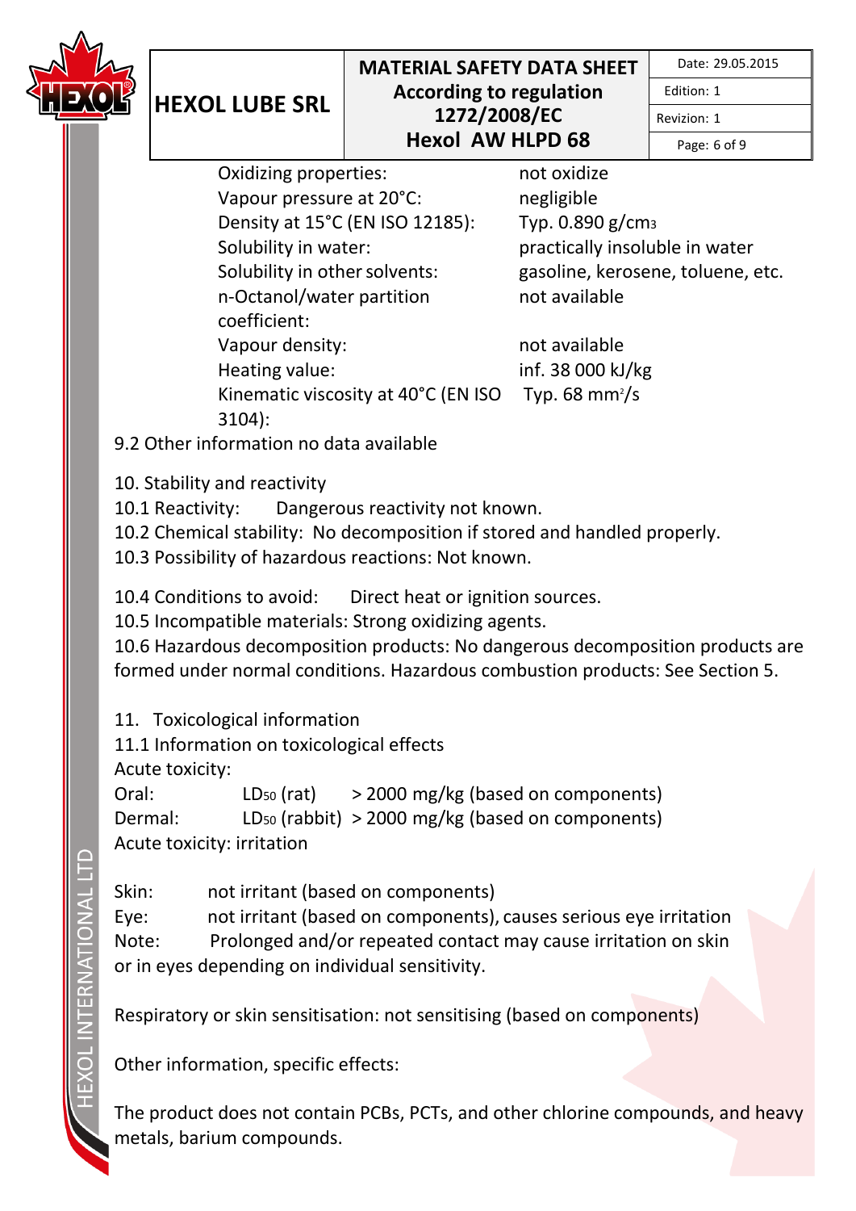| | |
|---|---|
| Oxidizing properties: | not oxidize |
| Vapour pressure at 20°C: | negligible |
| Density at 15°C (EN ISO 12185): | Typ. 0.890 g/$cm^3$ |
| Solubility in water: | practically insoluble in water |
| Solubility in other solvents: | gasoline, kerosene, toluene, etc. |
| n-Octanol/water partition coefficient: | not available |
| Vapour density: | not available |
| Heating value: | inf. 38 000 kJ/kg |
| Kinematic viscosity at 40°C (EN ISO 3104): | Typ. 68 $mm^2$/s |

9.2 Other information no data available

## 10. Stability and reactivity

10.1 Reactivity: Dangerous reactivity not known.

10.2 Chemical stability: No decomposition if stored and handled properly.

10.3 Possibility of hazardous reactions: Not known.

10.4 Conditions to avoid: Direct heat or ignition sources.

10.5 Incompatible materials: Strong oxidizing agents.

10.6 Hazardous decomposition products: No dangerous decomposition products are formed under normal conditions. Hazardous combustion products: See Section 5.

## 11. Toxicological information

11.1 Information on toxicological effects

Acute toxicity:

| | | |
|---|---|---|
| Oral: | $LD_{50}$ (rat) | > 2000 mg/kg (based on components) |
| Dermal: | $LD_{50}$ (rabbit) | > 2000 mg/kg (based on components) |

Acute toxicity: irritation

Skin: not irritant (based on components)

Eye: not irritant (based on components), causes serious eye irritation

Note: Prolonged and/or repeated contact may cause irritation on skin or in eyes depending on individual sensitivity.

Respiratory or skin sensitisation: not sensitising (based on components)

Other information, specific effects:

The product does not contain PCBs, PCTs, and other chlorine compounds, and heavy metals, barium compounds.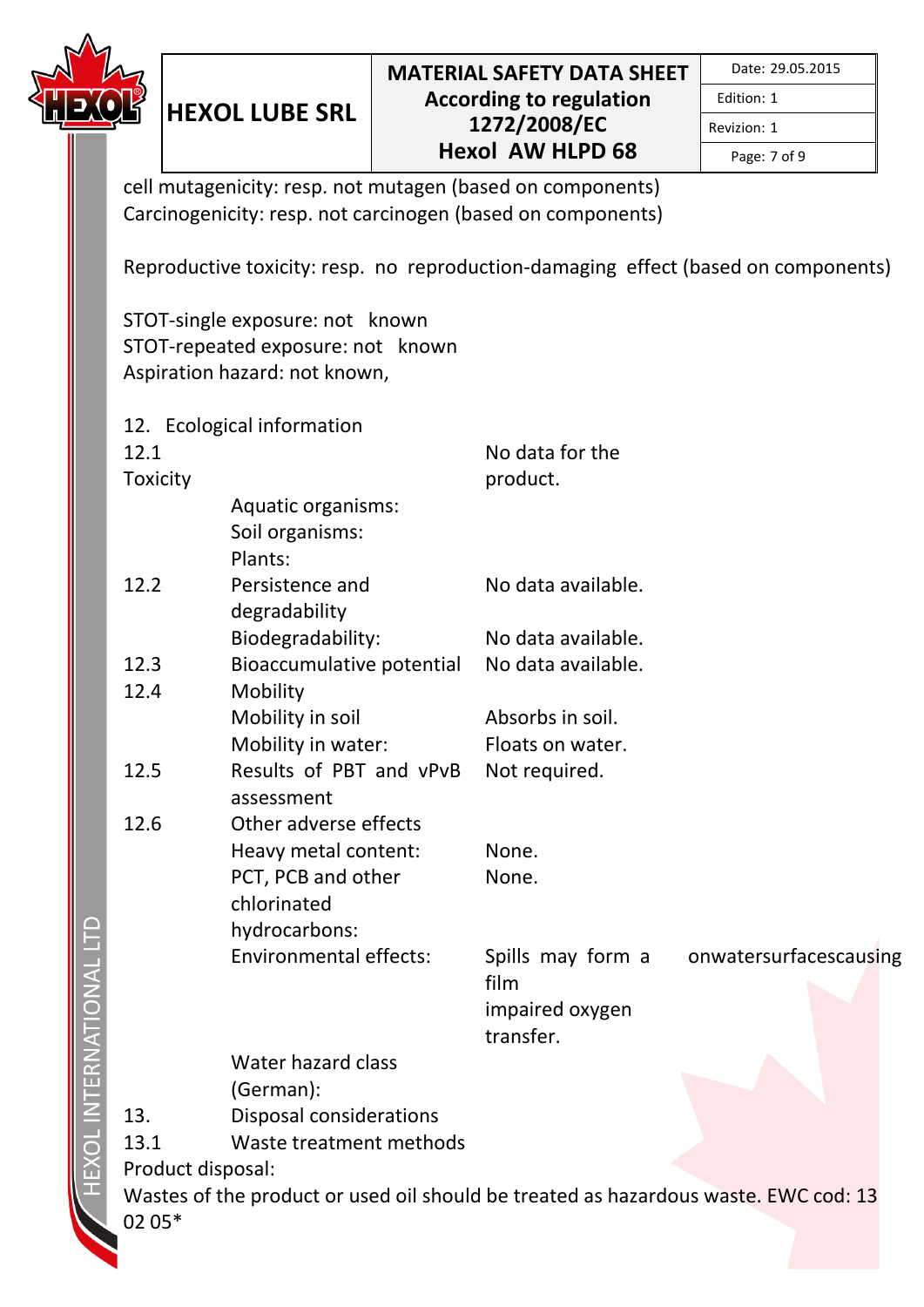cell mutagenicity: resp. not mutagen (based on components)
Carcinogenicity: resp. not carcinogen (based on components)

Reproductive toxicity: resp. no reproduction-damaging effect (based on components)

STOT-single exposure: not known
STOT-repeated exposure: not known
Aspiration hazard: not known,

12. Ecological information

| | | |
|---|---|---|
| 12.1 Toxicity | | No data for the product. |
| | Aquatic organisms: | |
| | Soil organisms: | |
| | Plants: | |
| 12.2 | Persistence and degradability | No data available. |
| | Biodegradability: | No data available. |
| 12.3 | Bioaccumulative potential | No data available. |
| 12.4 | Mobility | |
| | Mobility in soil | Absorbs in soil. |
| | Mobility in water: | Floats on water. |
| 12.5 | Results of PBT and vPvB assessment | Not required. |
| 12.6 | Other adverse effects | |
| | Heavy metal content: | None. |
| | PCT, PCB and other chlorinated hydrocarbons: | None. |
| | Environmental effects: | Spills may form a film onwatersurfacescausing impaired oxygen transfer. |
| | Water hazard class (German): | |

13. Disposal considerations

13.1 Waste treatment methods

Product disposal:
Wastes of the product or used oil should be treated as hazardous waste. EWC cod: 13 02 05*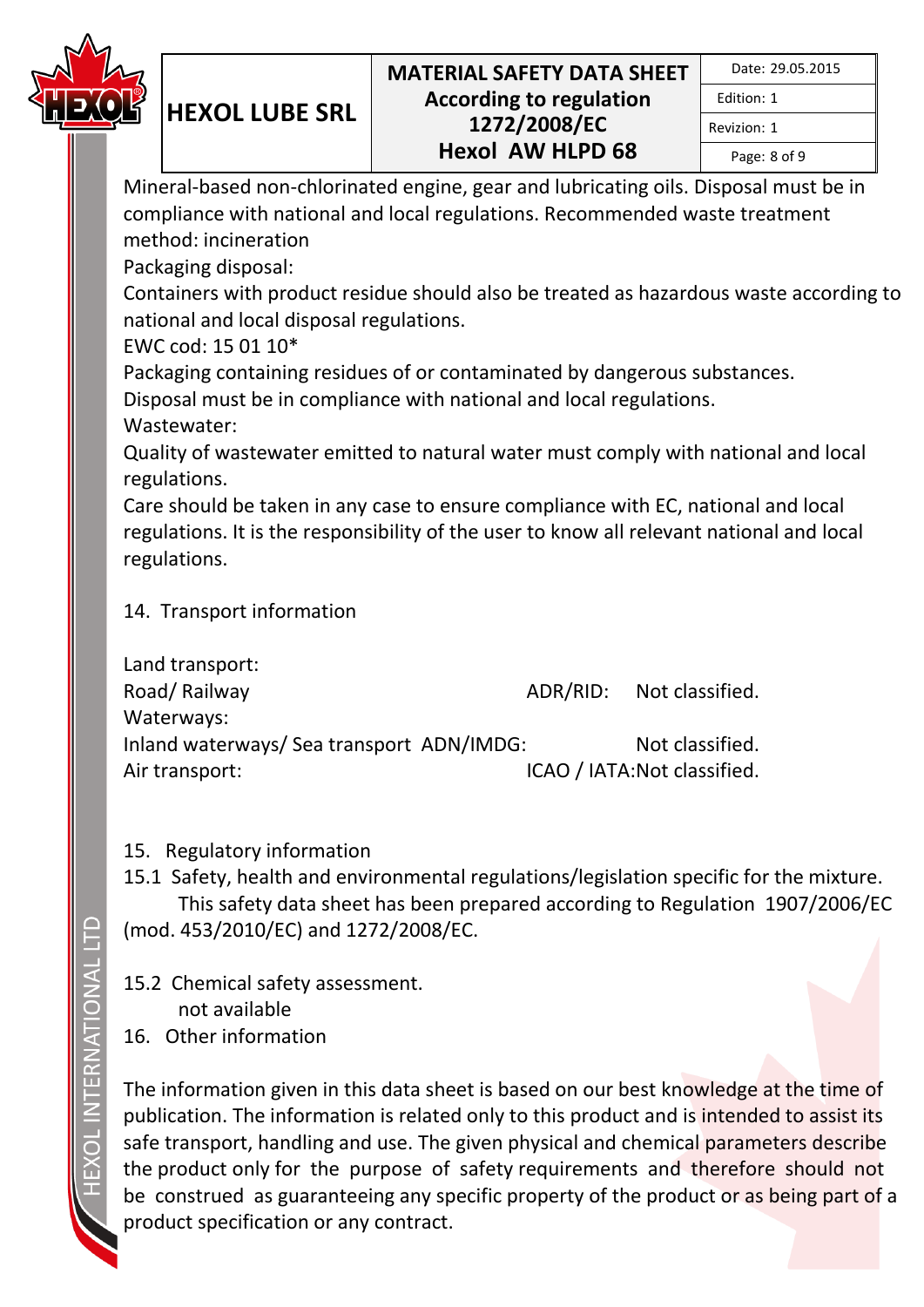Mineral-based non-chlorinated engine, gear and lubricating oils. Disposal must be in compliance with national and local regulations. Recommended waste treatment method: incineration

Packaging disposal:

Containers with product residue should also be treated as hazardous waste according to national and local disposal regulations.

EWC cod: 15 01 10*

Packaging containing residues of or contaminated by dangerous substances.

Disposal must be in compliance with national and local regulations.

Wastewater:

Quality of wastewater emitted to natural water must comply with national and local regulations.

Care should be taken in any case to ensure compliance with EC, national and local regulations. It is the responsibility of the user to know all relevant national and local regulations.

## 14. Transport information

Land transport:

| | | |
|---|---|---|
| Road/ Railway | ADR/RID: | Not classified. |
| Waterways: | | |
| Inland waterways/ Sea transport | ADN/IMDG: | Not classified. |
| Air transport: | ICAO / IATA: | Not classified. |

## 15. Regulatory information

15.1 Safety, health and environmental regulations/legislation specific for the mixture.

This safety data sheet has been prepared according to Regulation 1907/2006/EC (mod. 453/2010/EC) and 1272/2008/EC.

15.2 Chemical safety assessment.

not available

## 16. Other information

The information given in this data sheet is based on our best knowledge at the time of publication. The information is related only to this product and is intended to assist its safe transport, handling and use. The given physical and chemical parameters describe the product only for the purpose of safety requirements and therefore should not be construed as guaranteeing any specific property of the product or as being part of a product specification or any contract.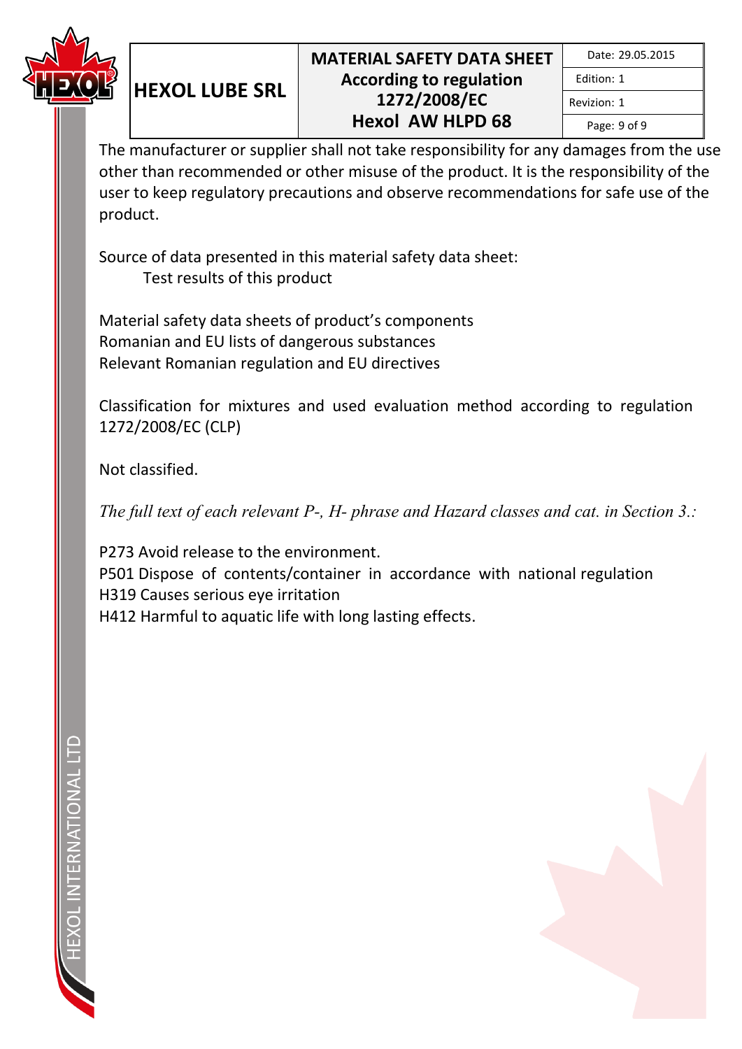The manufacturer or supplier shall not take responsibility for any damages from the use other than recommended or other misuse of the product. It is the responsibility of the user to keep regulatory precautions and observe recommendations for safe use of the product.

Source of data presented in this material safety data sheet:
Test results of this product

Material safety data sheets of product's components
Romanian and EU lists of dangerous substances
Relevant Romanian regulation and EU directives

Classification for mixtures and used evaluation method according to regulation 1272/2008/EC (CLP)

Not classified.

*The full text of each relevant P-, H- phrase and Hazard classes and cat. in Section 3.:*

P273 Avoid release to the environment.
P501 Dispose of contents/container in accordance with national regulation
H319 Causes serious eye irritation
H412 Harmful to aquatic life with long lasting effects.